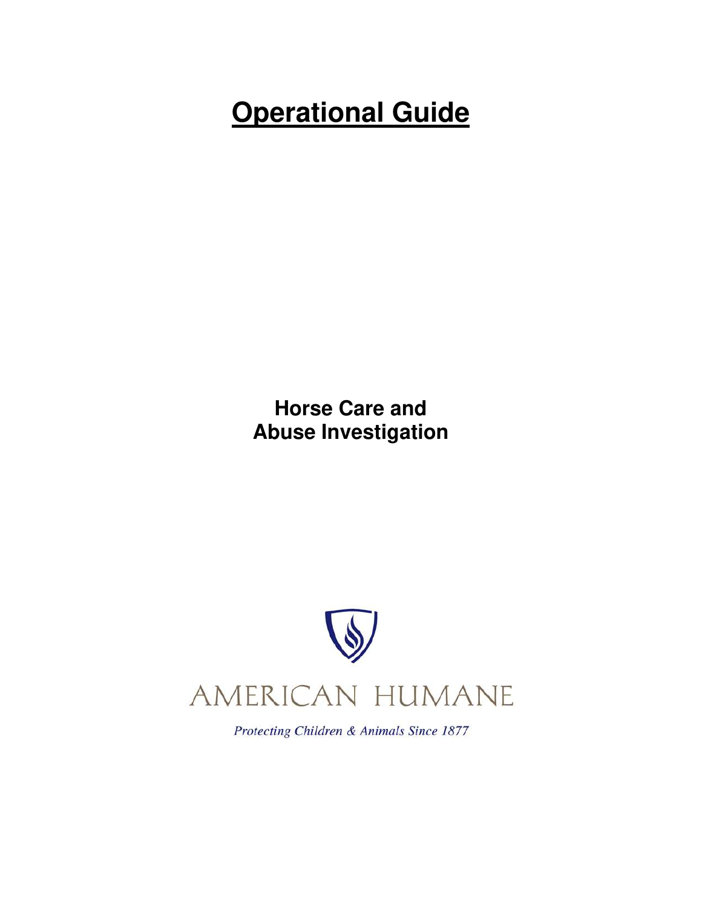# Operational Guide

**Horse Care and Abuse Investigation**

AMERICAN HUMANE

*Protecting Children & Animals Since 1877*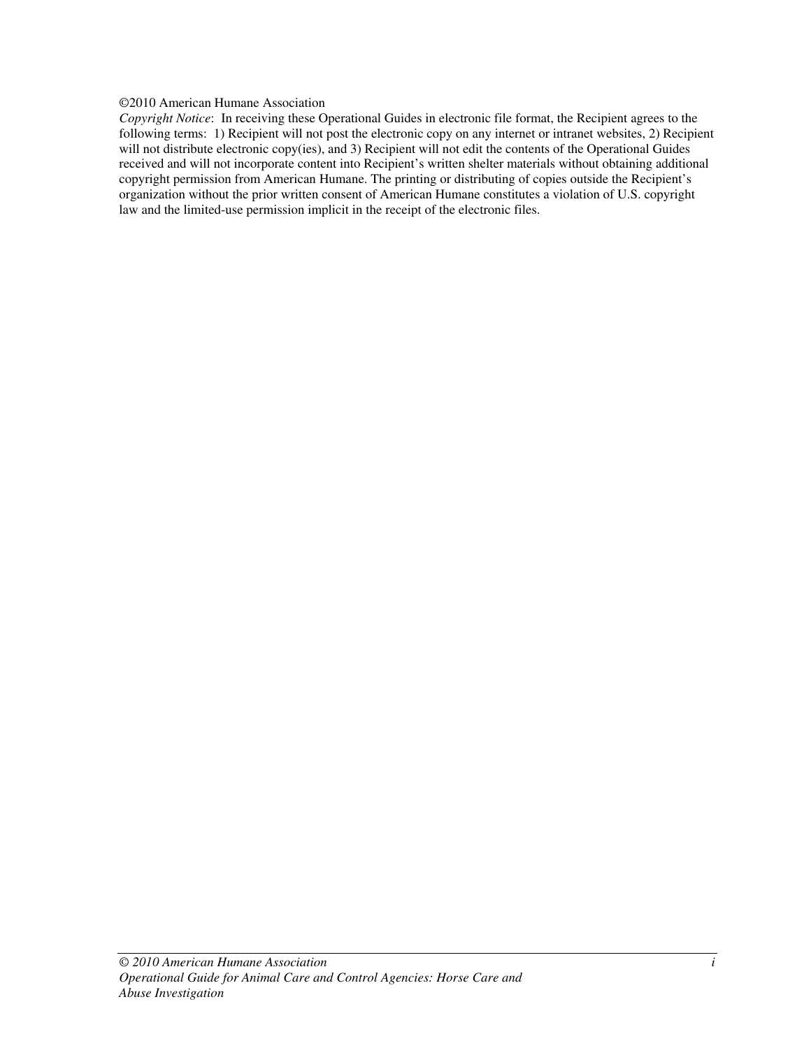©2010 American Humane Association

*Copyright Notice*: In receiving these Operational Guides in electronic file format, the Recipient agrees to the following terms: 1) Recipient will not post the electronic copy on any internet or intranet websites, 2) Recipient will not distribute electronic copy(ies), and 3) Recipient will not edit the contents of the Operational Guides received and will not incorporate content into Recipient's written shelter materials without obtaining additional copyright permission from American Humane. The printing or distributing of copies outside the Recipient's organization without the prior written consent of American Humane constitutes a violation of U.S. copyright law and the limited-use permission implicit in the receipt of the electronic files.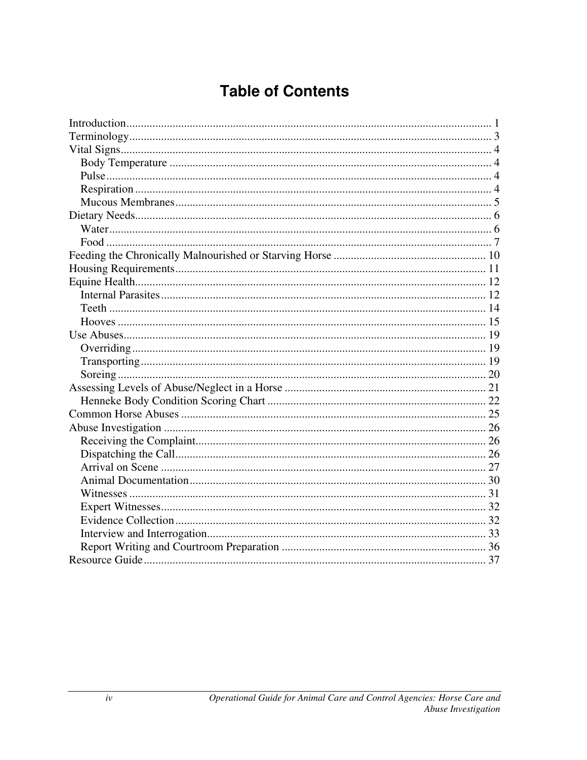# Table of Contents

Introduction .......... 1
Terminology .......... 3
Vital Signs .......... 4
  Body Temperature .......... 4
  Pulse .......... 4
  Respiration .......... 4
  Mucous Membranes .......... 5
Dietary Needs .......... 6
  Water .......... 6
  Food .......... 7
Feeding the Chronically Malnourished or Starving Horse .......... 10
Housing Requirements .......... 11
Equine Health .......... 12
  Internal Parasites .......... 12
  Teeth .......... 14
  Hooves .......... 15
Use Abuses .......... 19
  Overriding .......... 19
  Transporting .......... 19
  Soreing .......... 20
Assessing Levels of Abuse/Neglect in a Horse .......... 21
  Henneke Body Condition Scoring Chart .......... 22
Common Horse Abuses .......... 25
Abuse Investigation .......... 26
  Receiving the Complaint .......... 26
  Dispatching the Call .......... 26
  Arrival on Scene .......... 27
  Animal Documentation .......... 30
  Witnesses .......... 31
  Expert Witnesses .......... 32
  Evidence Collection .......... 32
  Interview and Interrogation .......... 33
  Report Writing and Courtroom Preparation .......... 36
Resource Guide .......... 37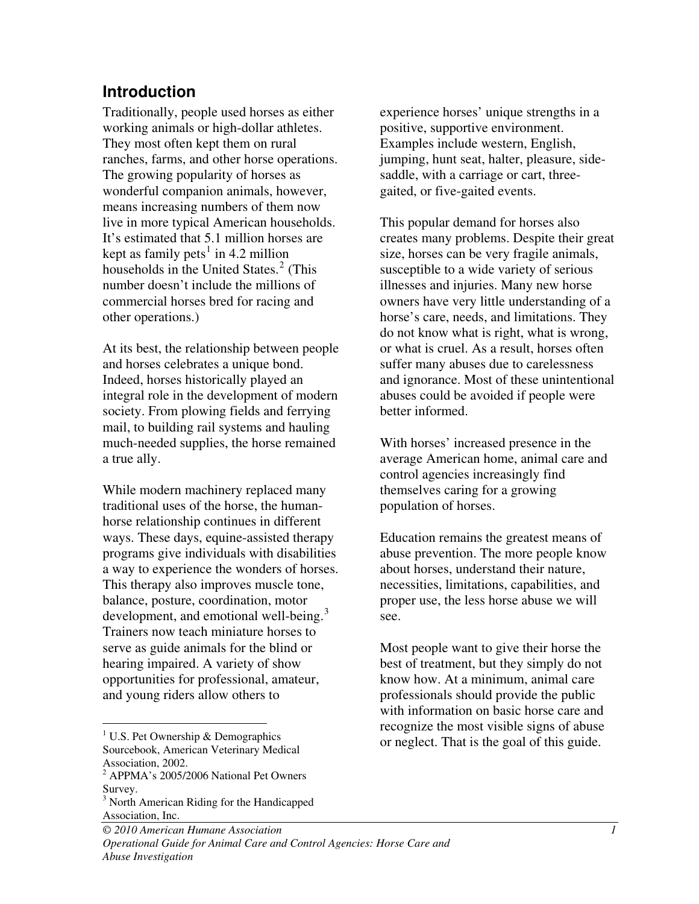## Introduction

Traditionally, people used horses as either working animals or high-dollar athletes. They most often kept them on rural ranches, farms, and other horse operations. The growing popularity of horses as wonderful companion animals, however, means increasing numbers of them now live in more typical American households. It's estimated that 5.1 million horses are kept as family pets[1] in 4.2 million households in the United States.[2] (This number doesn't include the millions of commercial horses bred for racing and other operations.)

At its best, the relationship between people and horses celebrates a unique bond. Indeed, horses historically played an integral role in the development of modern society. From plowing fields and ferrying mail, to building rail systems and hauling much-needed supplies, the horse remained a true ally.

While modern machinery replaced many traditional uses of the horse, the human-horse relationship continues in different ways. These days, equine-assisted therapy programs give individuals with disabilities a way to experience the wonders of horses. This therapy also improves muscle tone, balance, posture, coordination, motor development, and emotional well-being.[3] Trainers now teach miniature horses to serve as guide animals for the blind or hearing impaired. A variety of show opportunities for professional, amateur, and young riders allow others to experience horses' unique strengths in a positive, supportive environment. Examples include western, English, jumping, hunt seat, halter, pleasure, side-saddle, with a carriage or cart, three-gaited, or five-gaited events.

This popular demand for horses also creates many problems. Despite their great size, horses can be very fragile animals, susceptible to a wide variety of serious illnesses and injuries. Many new horse owners have very little understanding of a horse's care, needs, and limitations. They do not know what is right, what is wrong, or what is cruel. As a result, horses often suffer many abuses due to carelessness and ignorance. Most of these unintentional abuses could be avoided if people were better informed.

With horses' increased presence in the average American home, animal care and control agencies increasingly find themselves caring for a growing population of horses.

Education remains the greatest means of abuse prevention. The more people know about horses, understand their nature, necessities, limitations, capabilities, and proper use, the less horse abuse we will see.

Most people want to give their horse the best of treatment, but they simply do not know how. At a minimum, animal care professionals should provide the public with information on basic horse care and recognize the most visible signs of abuse or neglect. That is the goal of this guide.

---

[1] U.S. Pet Ownership & Demographics Sourcebook, American Veterinary Medical Association, 2002.

[2] APPMA's 2005/2006 National Pet Owners Survey.

[3] North American Riding for the Handicapped Association, Inc.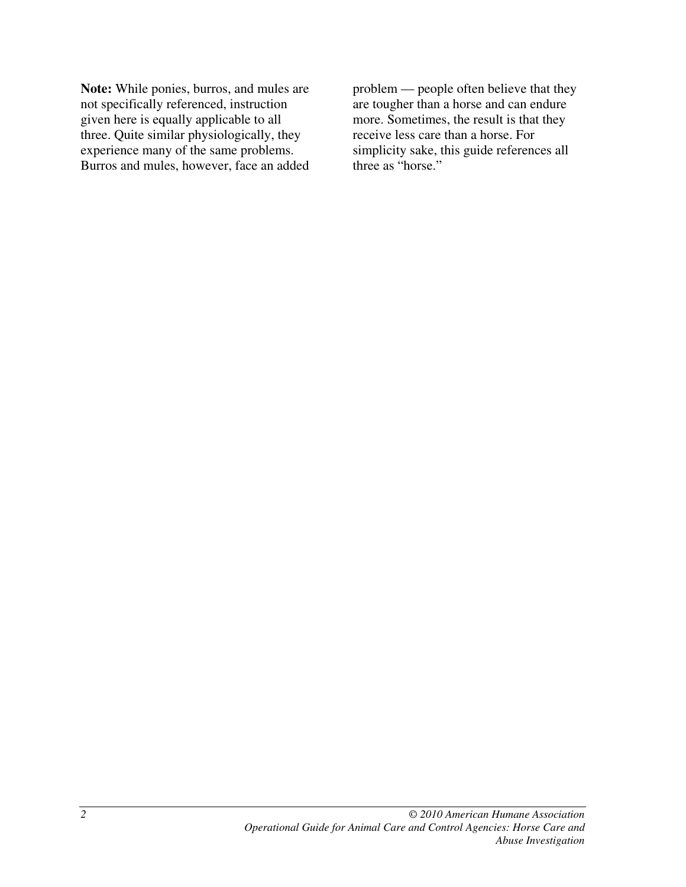**Note:** While ponies, burros, and mules are not specifically referenced, instruction given here is equally applicable to all three. Quite similar physiologically, they experience many of the same problems. Burros and mules, however, face an added problem — people often believe that they are tougher than a horse and can endure more. Sometimes, the result is that they receive less care than a horse. For simplicity sake, this guide references all three as "horse."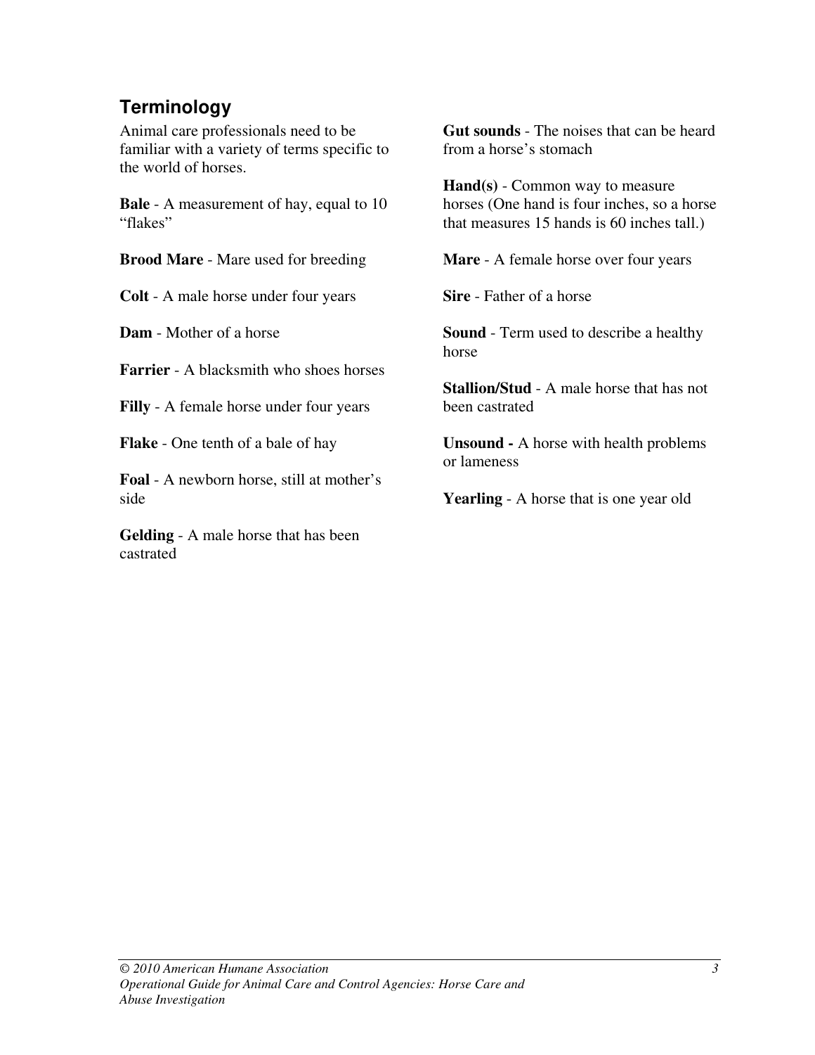## Terminology

Animal care professionals need to be familiar with a variety of terms specific to the world of horses.

**Bale** - A measurement of hay, equal to 10 "flakes"

**Brood Mare** - Mare used for breeding

**Colt** - A male horse under four years

**Dam** - Mother of a horse

**Farrier** - A blacksmith who shoes horses

**Filly** - A female horse under four years

**Flake** - One tenth of a bale of hay

**Foal** - A newborn horse, still at mother's side

**Gelding** - A male horse that has been castrated

**Gut sounds** - The noises that can be heard from a horse's stomach

**Hand(s)** - Common way to measure horses (One hand is four inches, so a horse that measures 15 hands is 60 inches tall.)

**Mare** - A female horse over four years

**Sire** - Father of a horse

**Sound** - Term used to describe a healthy horse

**Stallion/Stud** - A male horse that has not been castrated

**Unsound -** A horse with health problems or lameness

**Yearling** - A horse that is one year old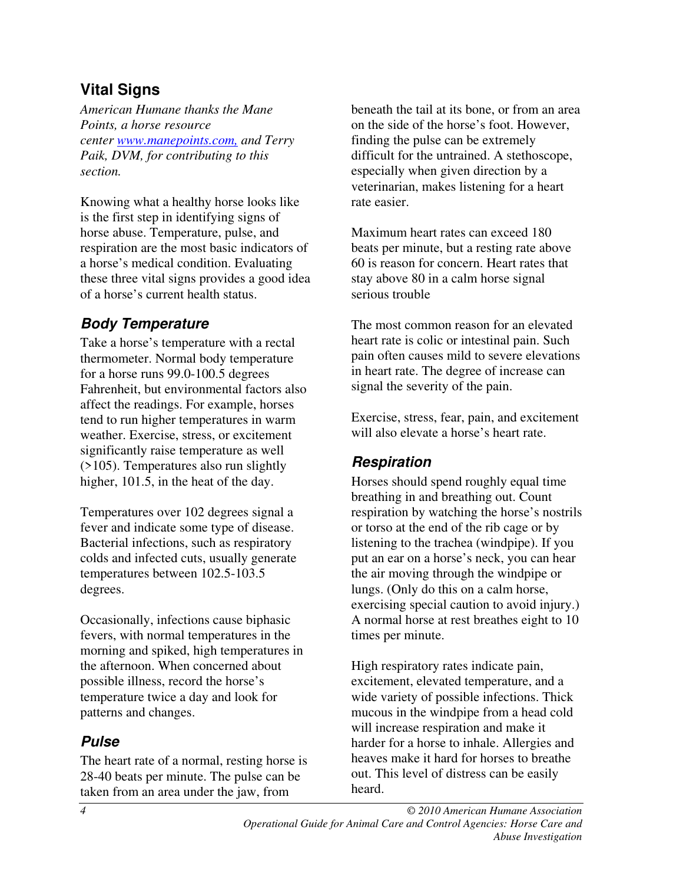## Vital Signs

*American Humane thanks the Mane Points, a horse resource center [www.manepoints.com,](http://www.manepoints.com) and Terry Paik, DVM, for contributing to this section.*

Knowing what a healthy horse looks like is the first step in identifying signs of horse abuse. Temperature, pulse, and respiration are the most basic indicators of a horse's medical condition. Evaluating these three vital signs provides a good idea of a horse's current health status.

### Body Temperature

Take a horse's temperature with a rectal thermometer. Normal body temperature for a horse runs 99.0-100.5 degrees Fahrenheit, but environmental factors also affect the readings. For example, horses tend to run higher temperatures in warm weather. Exercise, stress, or excitement significantly raise temperature as well (>105). Temperatures also run slightly higher, 101.5, in the heat of the day.

Temperatures over 102 degrees signal a fever and indicate some type of disease. Bacterial infections, such as respiratory colds and infected cuts, usually generate temperatures between 102.5-103.5 degrees.

Occasionally, infections cause biphasic fevers, with normal temperatures in the morning and spiked, high temperatures in the afternoon. When concerned about possible illness, record the horse's temperature twice a day and look for patterns and changes.

### Pulse

The heart rate of a normal, resting horse is 28-40 beats per minute. The pulse can be taken from an area under the jaw, from beneath the tail at its bone, or from an area on the side of the horse's foot. However, finding the pulse can be extremely difficult for the untrained. A stethoscope, especially when given direction by a veterinarian, makes listening for a heart rate easier.

Maximum heart rates can exceed 180 beats per minute, but a resting rate above 60 is reason for concern. Heart rates that stay above 80 in a calm horse signal serious trouble

The most common reason for an elevated heart rate is colic or intestinal pain. Such pain often causes mild to severe elevations in heart rate. The degree of increase can signal the severity of the pain.

Exercise, stress, fear, pain, and excitement will also elevate a horse's heart rate.

### Respiration

Horses should spend roughly equal time breathing in and breathing out. Count respiration by watching the horse's nostrils or torso at the end of the rib cage or by listening to the trachea (windpipe). If you put an ear on a horse's neck, you can hear the air moving through the windpipe or lungs. (Only do this on a calm horse, exercising special caution to avoid injury.) A normal horse at rest breathes eight to 10 times per minute.

High respiratory rates indicate pain, excitement, elevated temperature, and a wide variety of possible infections. Thick mucous in the windpipe from a head cold will increase respiration and make it harder for a horse to inhale. Allergies and heaves make it hard for horses to breathe out. This level of distress can be easily heard.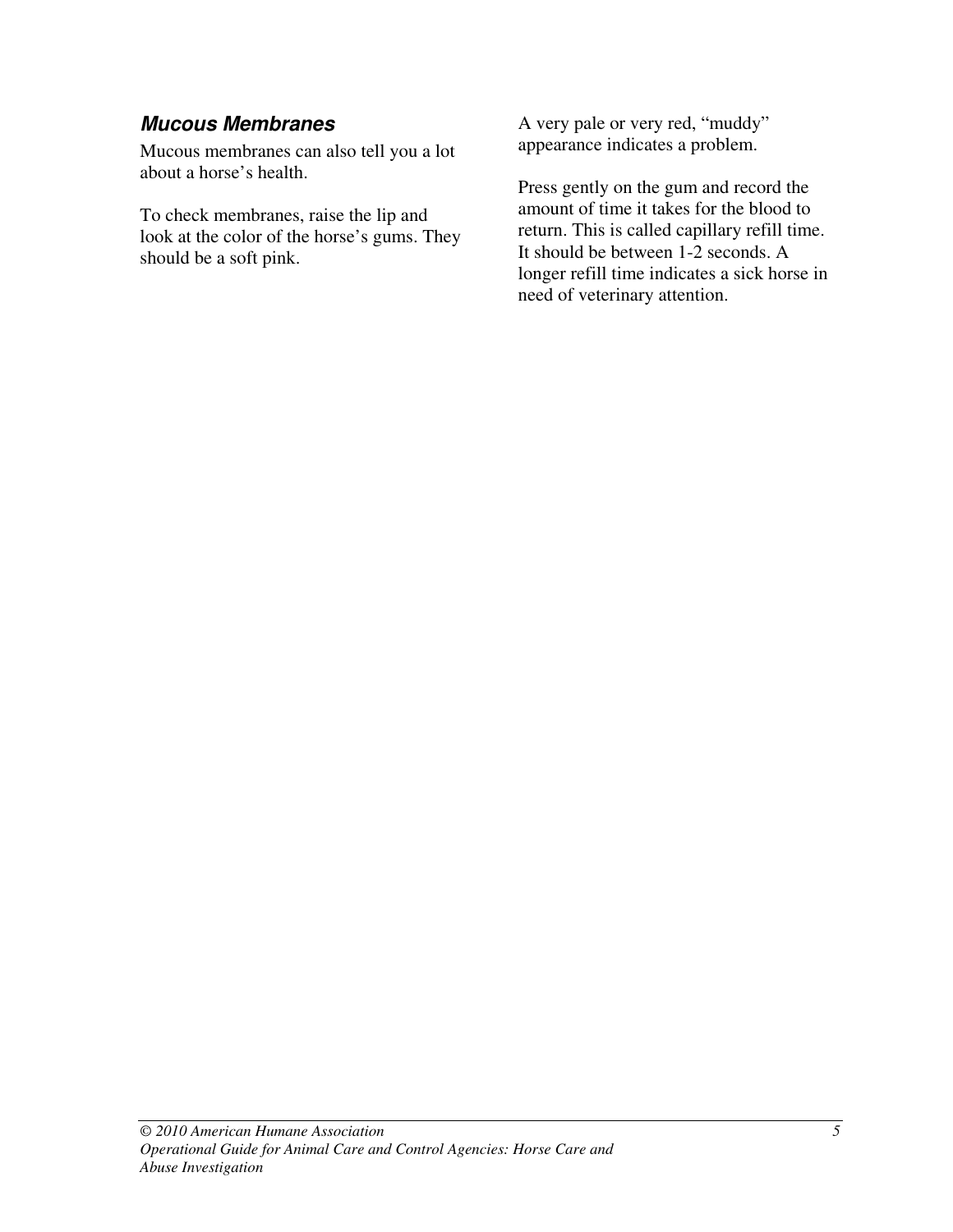### *Mucous Membranes*

Mucous membranes can also tell you a lot about a horse's health.

To check membranes, raise the lip and look at the color of the horse's gums. They should be a soft pink.

A very pale or very red, "muddy" appearance indicates a problem.

Press gently on the gum and record the amount of time it takes for the blood to return. This is called capillary refill time. It should be between 1-2 seconds. A longer refill time indicates a sick horse in need of veterinary attention.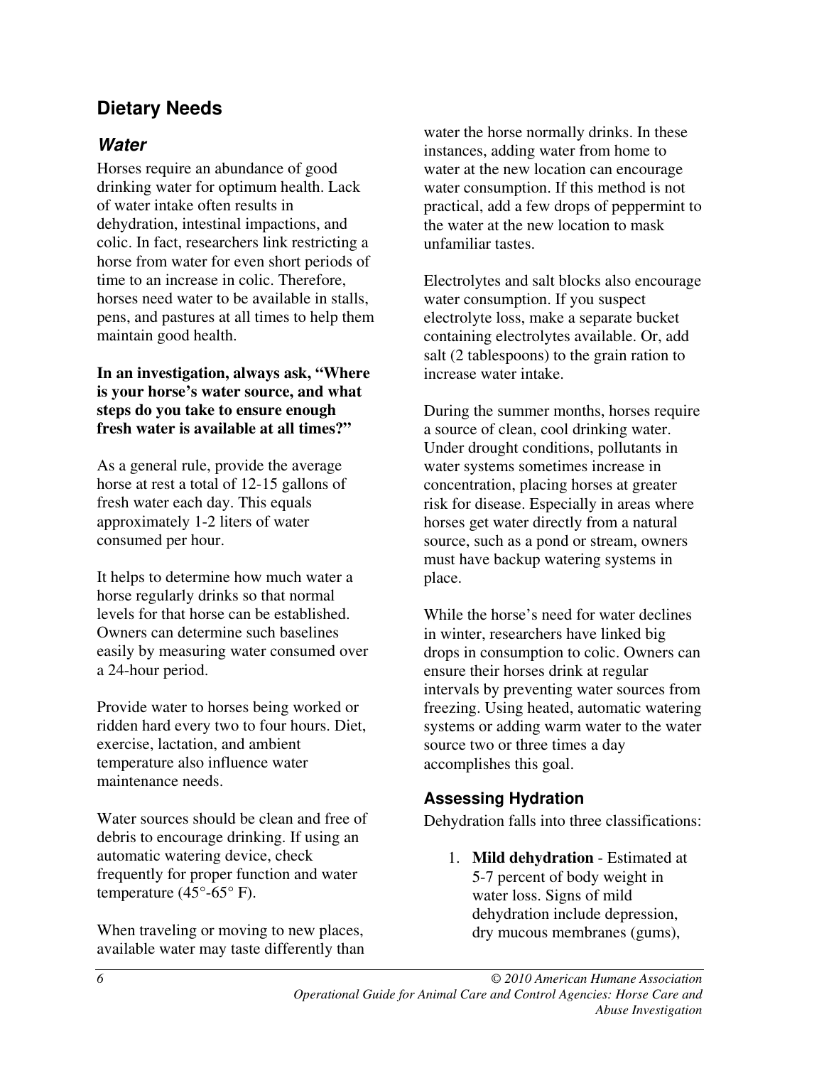## Dietary Needs

### *Water*

Horses require an abundance of good drinking water for optimum health. Lack of water intake often results in dehydration, intestinal impactions, and colic. In fact, researchers link restricting a horse from water for even short periods of time to an increase in colic. Therefore, horses need water to be available in stalls, pens, and pastures at all times to help them maintain good health.

**In an investigation, always ask, "Where is your horse's water source, and what steps do you take to ensure enough fresh water is available at all times?"**

As a general rule, provide the average horse at rest a total of 12-15 gallons of fresh water each day. This equals approximately 1-2 liters of water consumed per hour.

It helps to determine how much water a horse regularly drinks so that normal levels for that horse can be established. Owners can determine such baselines easily by measuring water consumed over a 24-hour period.

Provide water to horses being worked or ridden hard every two to four hours. Diet, exercise, lactation, and ambient temperature also influence water maintenance needs.

Water sources should be clean and free of debris to encourage drinking. If using an automatic watering device, check frequently for proper function and water temperature (45°-65° F).

When traveling or moving to new places, available water may taste differently than water the horse normally drinks. In these instances, adding water from home to water at the new location can encourage water consumption. If this method is not practical, add a few drops of peppermint to the water at the new location to mask unfamiliar tastes.

Electrolytes and salt blocks also encourage water consumption. If you suspect electrolyte loss, make a separate bucket containing electrolytes available. Or, add salt (2 tablespoons) to the grain ration to increase water intake.

During the summer months, horses require a source of clean, cool drinking water. Under drought conditions, pollutants in water systems sometimes increase in concentration, placing horses at greater risk for disease. Especially in areas where horses get water directly from a natural source, such as a pond or stream, owners must have backup watering systems in place.

While the horse's need for water declines in winter, researchers have linked big drops in consumption to colic. Owners can ensure their horses drink at regular intervals by preventing water sources from freezing. Using heated, automatic watering systems or adding warm water to the water source two or three times a day accomplishes this goal.

### Assessing Hydration

Dehydration falls into three classifications:

1. **Mild dehydration** - Estimated at 5-7 percent of body weight in water loss. Signs of mild dehydration include depression, dry mucous membranes (gums),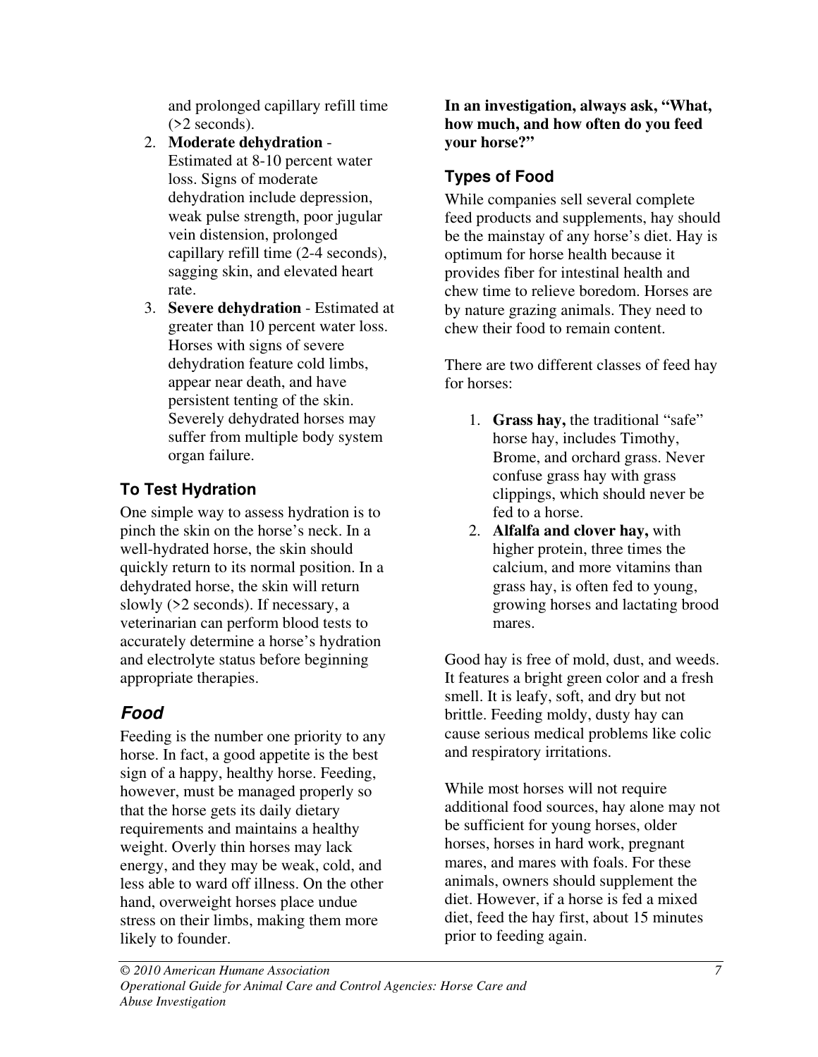and prolonged capillary refill time (>2 seconds).

2. **Moderate dehydration** - Estimated at 8-10 percent water loss. Signs of moderate dehydration include depression, weak pulse strength, poor jugular vein distension, prolonged capillary refill time (2-4 seconds), sagging skin, and elevated heart rate.
3. **Severe dehydration** - Estimated at greater than 10 percent water loss. Horses with signs of severe dehydration feature cold limbs, appear near death, and have persistent tenting of the skin. Severely dehydrated horses may suffer from multiple body system organ failure.

### To Test Hydration

One simple way to assess hydration is to pinch the skin on the horse's neck. In a well-hydrated horse, the skin should quickly return to its normal position. In a dehydrated horse, the skin will return slowly (>2 seconds). If necessary, a veterinarian can perform blood tests to accurately determine a horse's hydration and electrolyte status before beginning appropriate therapies.

## *Food*

Feeding is the number one priority to any horse. In fact, a good appetite is the best sign of a happy, healthy horse. Feeding, however, must be managed properly so that the horse gets its daily dietary requirements and maintains a healthy weight. Overly thin horses may lack energy, and they may be weak, cold, and less able to ward off illness. On the other hand, overweight horses place undue stress on their limbs, making them more likely to founder.

**In an investigation, always ask, "What, how much, and how often do you feed your horse?"**

### Types of Food

While companies sell several complete feed products and supplements, hay should be the mainstay of any horse's diet. Hay is optimum for horse health because it provides fiber for intestinal health and chew time to relieve boredom. Horses are by nature grazing animals. They need to chew their food to remain content.

There are two different classes of feed hay for horses:

1. **Grass hay,** the traditional "safe" horse hay, includes Timothy, Brome, and orchard grass. Never confuse grass hay with grass clippings, which should never be fed to a horse.
2. **Alfalfa and clover hay,** with higher protein, three times the calcium, and more vitamins than grass hay, is often fed to young, growing horses and lactating brood mares.

Good hay is free of mold, dust, and weeds. It features a bright green color and a fresh smell. It is leafy, soft, and dry but not brittle. Feeding moldy, dusty hay can cause serious medical problems like colic and respiratory irritations.

While most horses will not require additional food sources, hay alone may not be sufficient for young horses, older horses, horses in hard work, pregnant mares, and mares with foals. For these animals, owners should supplement the diet. However, if a horse is fed a mixed diet, feed the hay first, about 15 minutes prior to feeding again.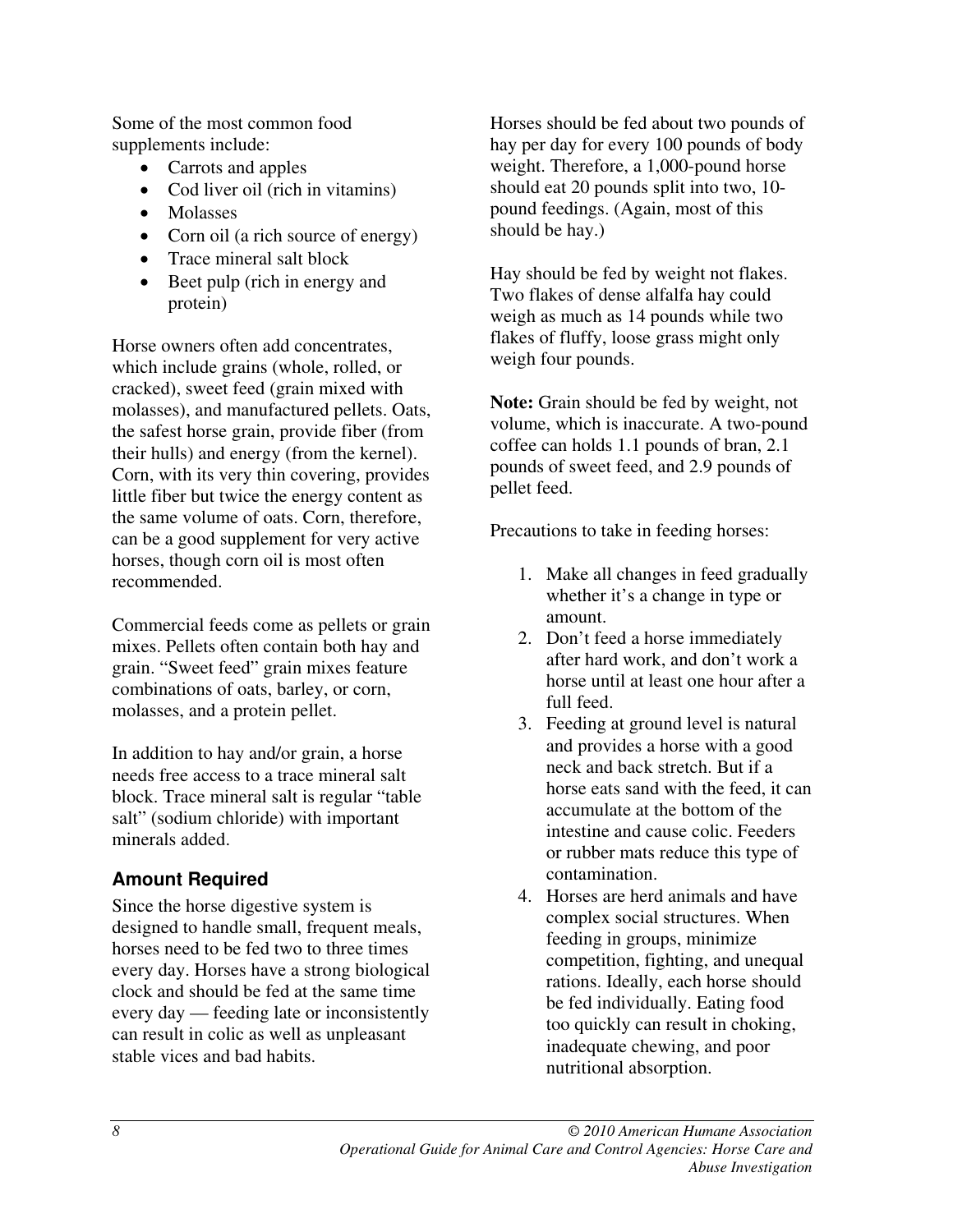Some of the most common food supplements include:

- Carrots and apples
- Cod liver oil (rich in vitamins)
- Molasses
- Corn oil (a rich source of energy)
- Trace mineral salt block
- Beet pulp (rich in energy and protein)

Horse owners often add concentrates, which include grains (whole, rolled, or cracked), sweet feed (grain mixed with molasses), and manufactured pellets. Oats, the safest horse grain, provide fiber (from their hulls) and energy (from the kernel). Corn, with its very thin covering, provides little fiber but twice the energy content as the same volume of oats. Corn, therefore, can be a good supplement for very active horses, though corn oil is most often recommended.

Commercial feeds come as pellets or grain mixes. Pellets often contain both hay and grain. "Sweet feed" grain mixes feature combinations of oats, barley, or corn, molasses, and a protein pellet.

In addition to hay and/or grain, a horse needs free access to a trace mineral salt block. Trace mineral salt is regular "table salt" (sodium chloride) with important minerals added.

### Amount Required

Since the horse digestive system is designed to handle small, frequent meals, horses need to be fed two to three times every day. Horses have a strong biological clock and should be fed at the same time every day — feeding late or inconsistently can result in colic as well as unpleasant stable vices and bad habits.

Horses should be fed about two pounds of hay per day for every 100 pounds of body weight. Therefore, a 1,000-pound horse should eat 20 pounds split into two, 10-pound feedings. (Again, most of this should be hay.)

Hay should be fed by weight not flakes. Two flakes of dense alfalfa hay could weigh as much as 14 pounds while two flakes of fluffy, loose grass might only weigh four pounds.

**Note:** Grain should be fed by weight, not volume, which is inaccurate. A two-pound coffee can holds 1.1 pounds of bran, 2.1 pounds of sweet feed, and 2.9 pounds of pellet feed.

Precautions to take in feeding horses:

1. Make all changes in feed gradually whether it's a change in type or amount.
2. Don't feed a horse immediately after hard work, and don't work a horse until at least one hour after a full feed.
3. Feeding at ground level is natural and provides a horse with a good neck and back stretch. But if a horse eats sand with the feed, it can accumulate at the bottom of the intestine and cause colic. Feeders or rubber mats reduce this type of contamination.
4. Horses are herd animals and have complex social structures. When feeding in groups, minimize competition, fighting, and unequal rations. Ideally, each horse should be fed individually. Eating food too quickly can result in choking, inadequate chewing, and poor nutritional absorption.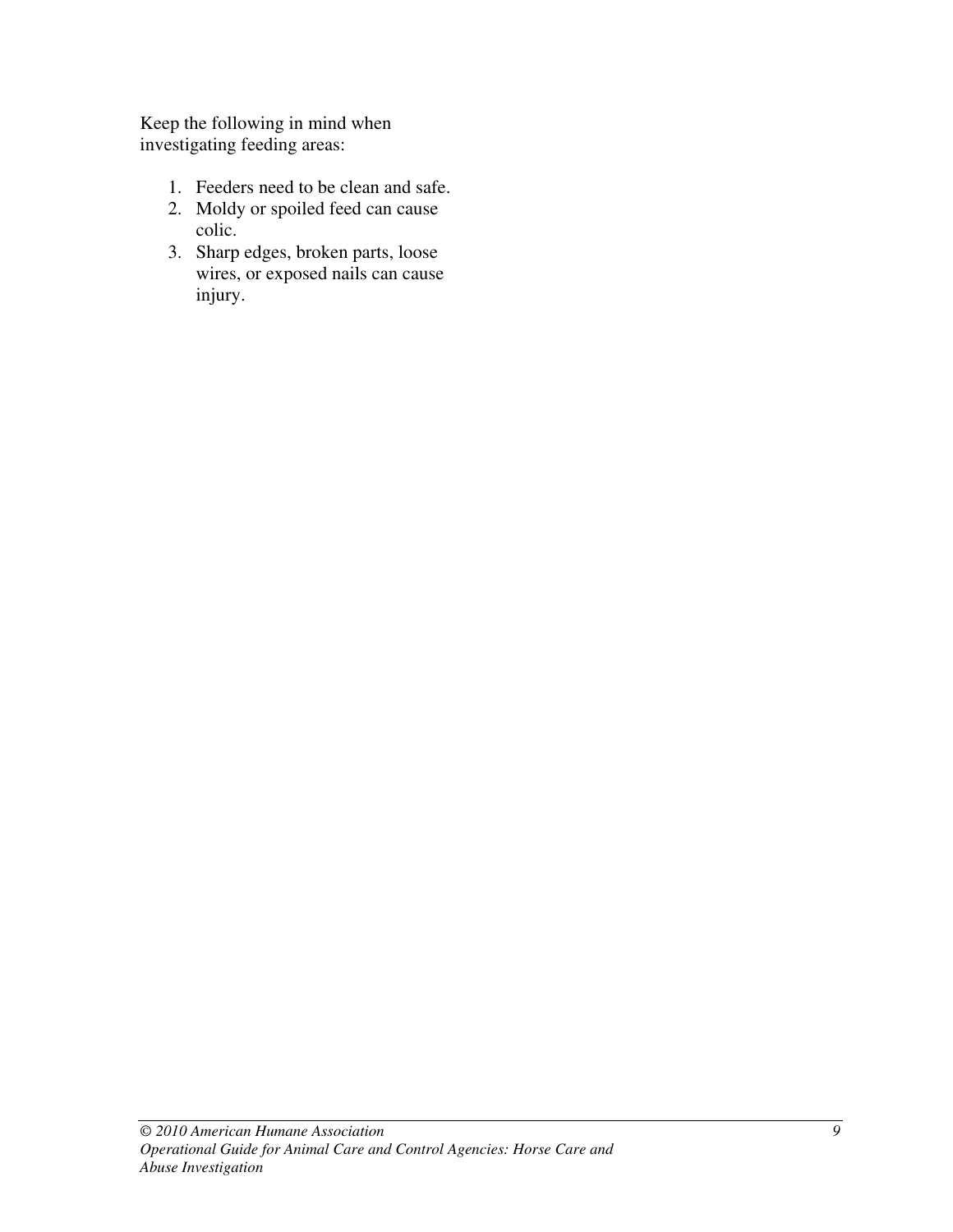Keep the following in mind when investigating feeding areas:

1. Feeders need to be clean and safe.
2. Moldy or spoiled feed can cause colic.
3. Sharp edges, broken parts, loose wires, or exposed nails can cause injury.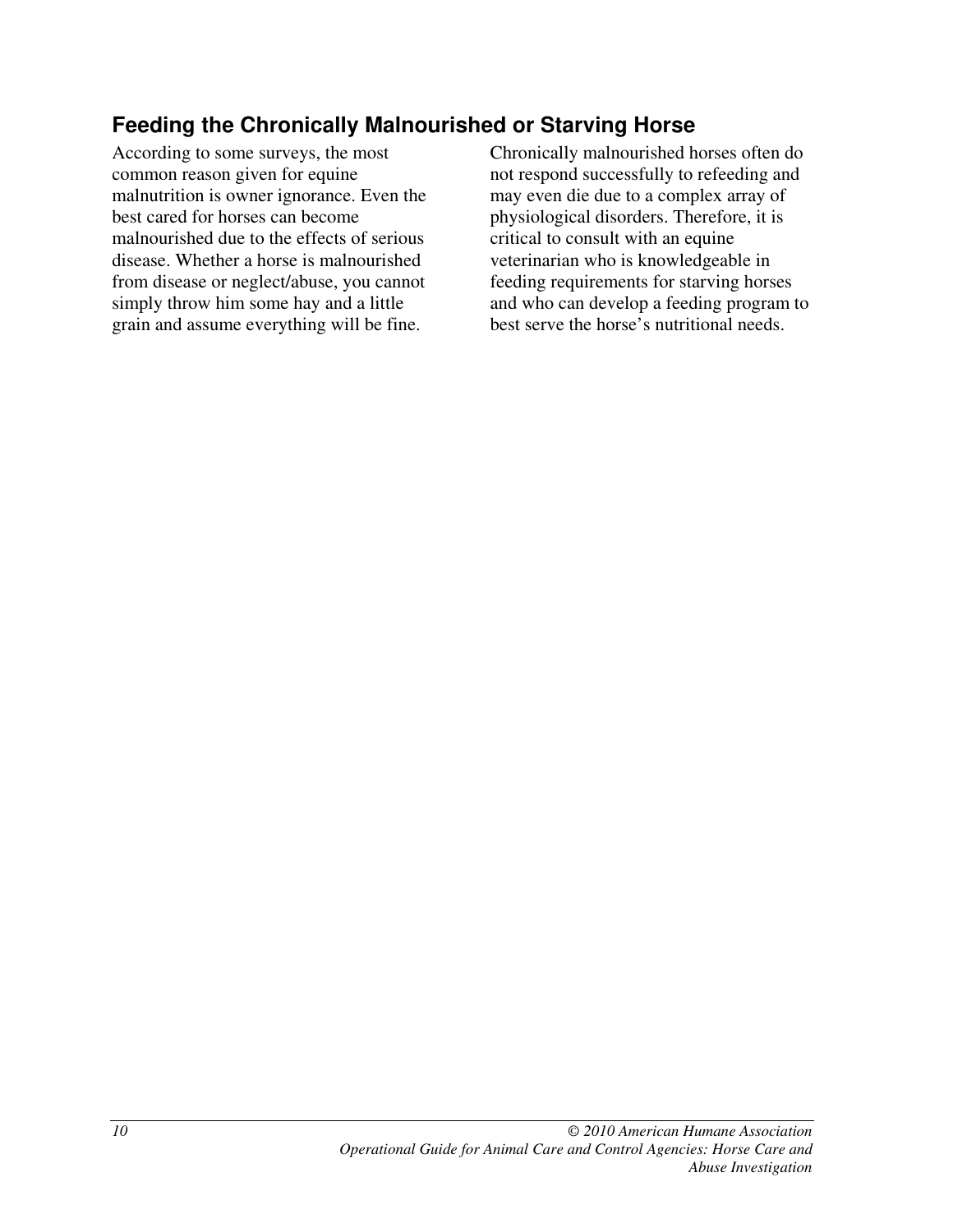## Feeding the Chronically Malnourished or Starving Horse

According to some surveys, the most common reason given for equine malnutrition is owner ignorance. Even the best cared for horses can become malnourished due to the effects of serious disease. Whether a horse is malnourished from disease or neglect/abuse, you cannot simply throw him some hay and a little grain and assume everything will be fine.

Chronically malnourished horses often do not respond successfully to refeeding and may even die due to a complex array of physiological disorders. Therefore, it is critical to consult with an equine veterinarian who is knowledgeable in feeding requirements for starving horses and who can develop a feeding program to best serve the horse's nutritional needs.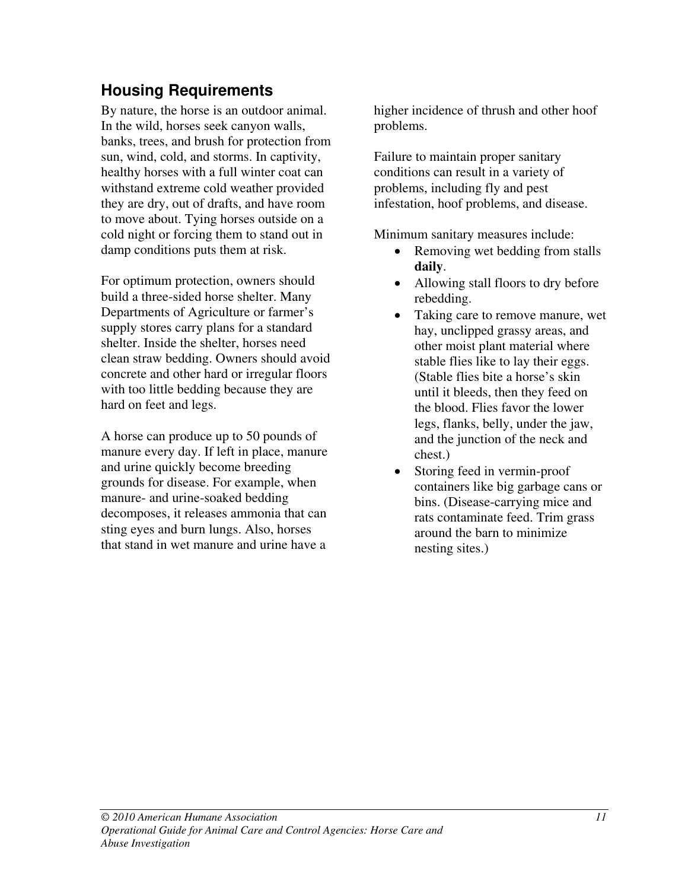## Housing Requirements

By nature, the horse is an outdoor animal. In the wild, horses seek canyon walls, banks, trees, and brush for protection from sun, wind, cold, and storms. In captivity, healthy horses with a full winter coat can withstand extreme cold weather provided they are dry, out of drafts, and have room to move about. Tying horses outside on a cold night or forcing them to stand out in damp conditions puts them at risk.

For optimum protection, owners should build a three-sided horse shelter. Many Departments of Agriculture or farmer's supply stores carry plans for a standard shelter. Inside the shelter, horses need clean straw bedding. Owners should avoid concrete and other hard or irregular floors with too little bedding because they are hard on feet and legs.

A horse can produce up to 50 pounds of manure every day. If left in place, manure and urine quickly become breeding grounds for disease. For example, when manure- and urine-soaked bedding decomposes, it releases ammonia that can sting eyes and burn lungs. Also, horses that stand in wet manure and urine have a higher incidence of thrush and other hoof problems.

Failure to maintain proper sanitary conditions can result in a variety of problems, including fly and pest infestation, hoof problems, and disease.

Minimum sanitary measures include:

- Removing wet bedding from stalls **daily**.
- Allowing stall floors to dry before rebedding.
- Taking care to remove manure, wet hay, unclipped grassy areas, and other moist plant material where stable flies like to lay their eggs. (Stable flies bite a horse's skin until it bleeds, then they feed on the blood. Flies favor the lower legs, flanks, belly, under the jaw, and the junction of the neck and chest.)
- Storing feed in vermin-proof containers like big garbage cans or bins. (Disease-carrying mice and rats contaminate feed. Trim grass around the barn to minimize nesting sites.)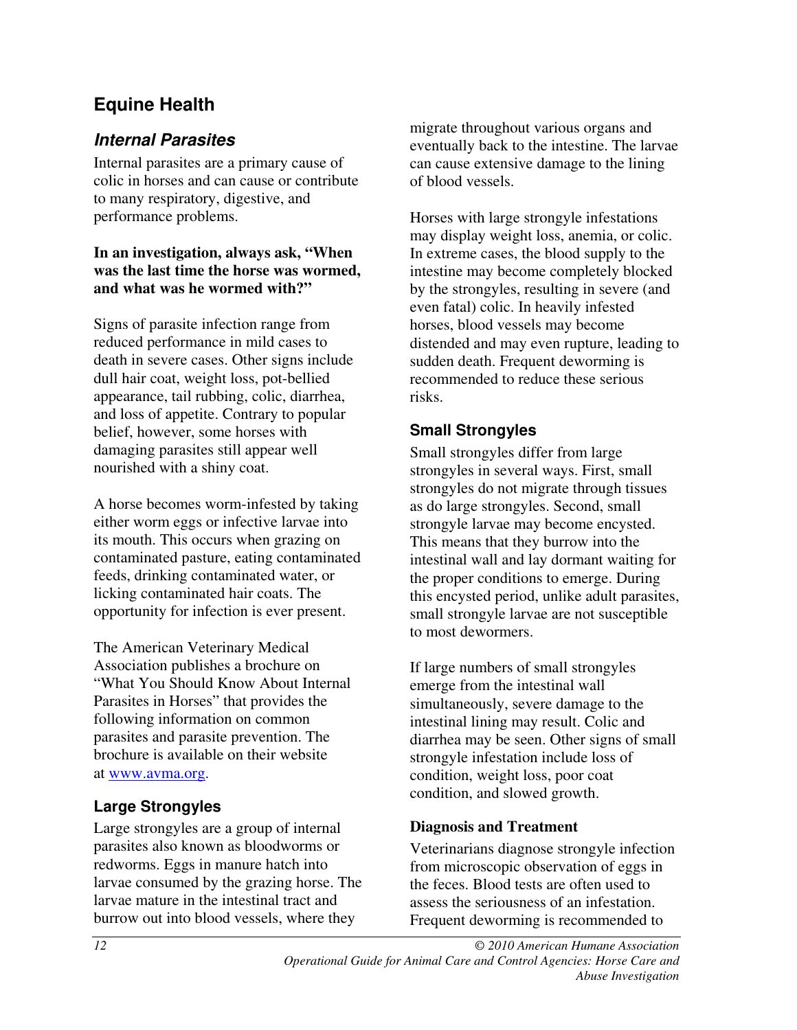## Equine Health

### *Internal Parasites*

Internal parasites are a primary cause of colic in horses and can cause or contribute to many respiratory, digestive, and performance problems.

**In an investigation, always ask, "When was the last time the horse was wormed, and what was he wormed with?"**

Signs of parasite infection range from reduced performance in mild cases to death in severe cases. Other signs include dull hair coat, weight loss, pot-bellied appearance, tail rubbing, colic, diarrhea, and loss of appetite. Contrary to popular belief, however, some horses with damaging parasites still appear well nourished with a shiny coat.

A horse becomes worm-infested by taking either worm eggs or infective larvae into its mouth. This occurs when grazing on contaminated pasture, eating contaminated feeds, drinking contaminated water, or licking contaminated hair coats. The opportunity for infection is ever present.

The American Veterinary Medical Association publishes a brochure on "What You Should Know About Internal Parasites in Horses" that provides the following information on common parasites and parasite prevention. The brochure is available on their website at www.avma.org.

#### Large Strongyles

Large strongyles are a group of internal parasites also known as bloodworms or redworms. Eggs in manure hatch into larvae consumed by the grazing horse. The larvae mature in the intestinal tract and burrow out into blood vessels, where they migrate throughout various organs and eventually back to the intestine. The larvae can cause extensive damage to the lining of blood vessels.

Horses with large strongyle infestations may display weight loss, anemia, or colic. In extreme cases, the blood supply to the intestine may become completely blocked by the strongyles, resulting in severe (and even fatal) colic. In heavily infested horses, blood vessels may become distended and may even rupture, leading to sudden death. Frequent deworming is recommended to reduce these serious risks.

#### Small Strongyles

Small strongyles differ from large strongyles in several ways. First, small strongyles do not migrate through tissues as do large strongyles. Second, small strongyle larvae may become encysted. This means that they burrow into the intestinal wall and lay dormant waiting for the proper conditions to emerge. During this encysted period, unlike adult parasites, small strongyle larvae are not susceptible to most dewormers.

If large numbers of small strongyles emerge from the intestinal wall simultaneously, severe damage to the intestinal lining may result. Colic and diarrhea may be seen. Other signs of small strongyle infestation include loss of condition, weight loss, poor coat condition, and slowed growth.

#### Diagnosis and Treatment

Veterinarians diagnose strongyle infection from microscopic observation of eggs in the feces. Blood tests are often used to assess the seriousness of an infestation. Frequent deworming is recommended to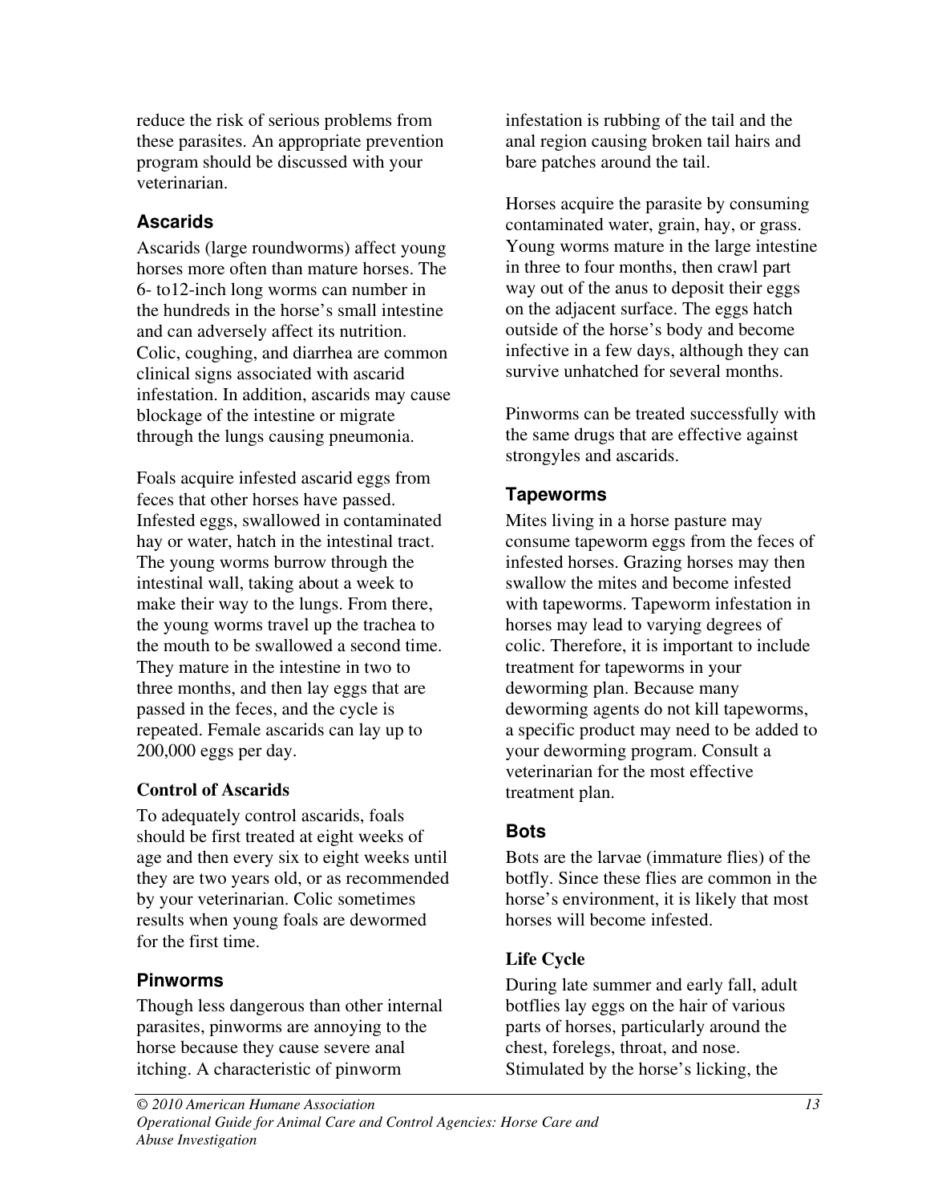reduce the risk of serious problems from these parasites. An appropriate prevention program should be discussed with your veterinarian.

### Ascarids

Ascarids (large roundworms) affect young horses more often than mature horses. The 6- to12-inch long worms can number in the hundreds in the horse's small intestine and can adversely affect its nutrition. Colic, coughing, and diarrhea are common clinical signs associated with ascarid infestation. In addition, ascarids may cause blockage of the intestine or migrate through the lungs causing pneumonia.

Foals acquire infested ascarid eggs from feces that other horses have passed. Infested eggs, swallowed in contaminated hay or water, hatch in the intestinal tract. The young worms burrow through the intestinal wall, taking about a week to make their way to the lungs. From there, the young worms travel up the trachea to the mouth to be swallowed a second time. They mature in the intestine in two to three months, and then lay eggs that are passed in the feces, and the cycle is repeated. Female ascarids can lay up to 200,000 eggs per day.

#### Control of Ascarids

To adequately control ascarids, foals should be first treated at eight weeks of age and then every six to eight weeks until they are two years old, or as recommended by your veterinarian. Colic sometimes results when young foals are dewormed for the first time.

### Pinworms

Though less dangerous than other internal parasites, pinworms are annoying to the horse because they cause severe anal itching. A characteristic of pinworm infestation is rubbing of the tail and the anal region causing broken tail hairs and bare patches around the tail.

Horses acquire the parasite by consuming contaminated water, grain, hay, or grass. Young worms mature in the large intestine in three to four months, then crawl part way out of the anus to deposit their eggs on the adjacent surface. The eggs hatch outside of the horse's body and become infective in a few days, although they can survive unhatched for several months.

Pinworms can be treated successfully with the same drugs that are effective against strongyles and ascarids.

### Tapeworms

Mites living in a horse pasture may consume tapeworm eggs from the feces of infested horses. Grazing horses may then swallow the mites and become infested with tapeworms. Tapeworm infestation in horses may lead to varying degrees of colic. Therefore, it is important to include treatment for tapeworms in your deworming plan. Because many deworming agents do not kill tapeworms, a specific product may need to be added to your deworming program. Consult a veterinarian for the most effective treatment plan.

### Bots

Bots are the larvae (immature flies) of the botfly. Since these flies are common in the horse's environment, it is likely that most horses will become infested.

#### Life Cycle

During late summer and early fall, adult botflies lay eggs on the hair of various parts of horses, particularly around the chest, forelegs, throat, and nose. Stimulated by the horse's licking, the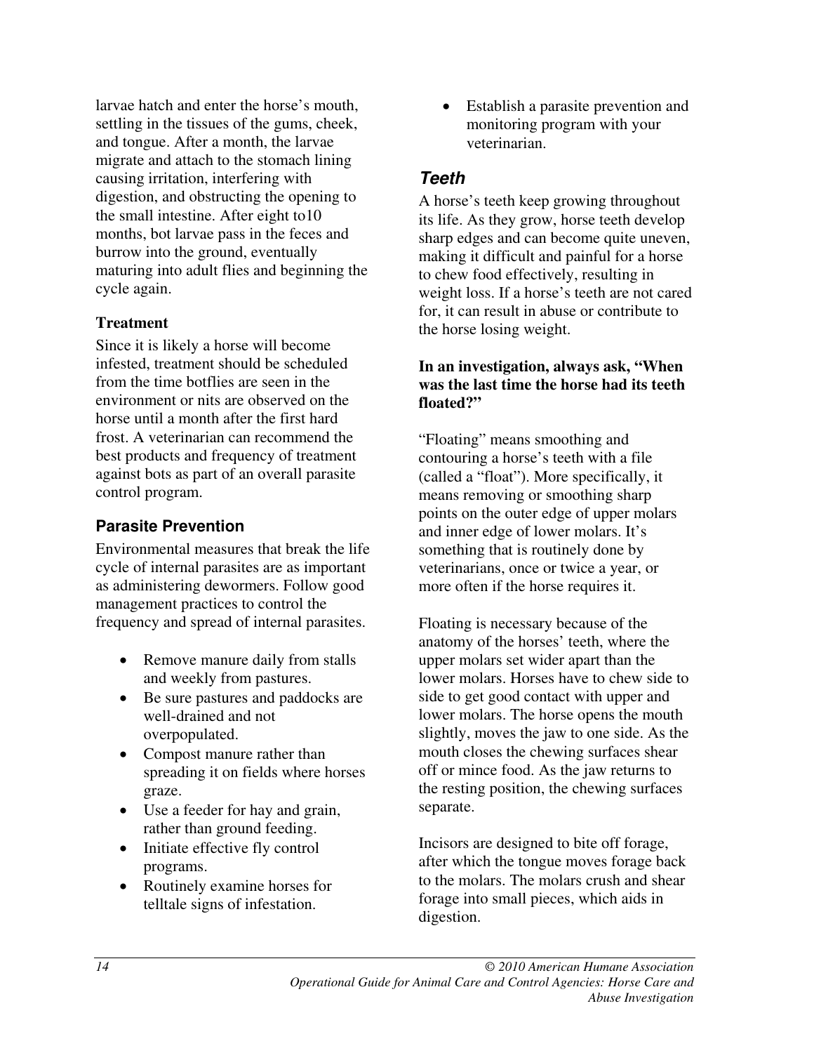larvae hatch and enter the horse's mouth, settling in the tissues of the gums, cheek, and tongue. After a month, the larvae migrate and attach to the stomach lining causing irritation, interfering with digestion, and obstructing the opening to the small intestine. After eight to10 months, bot larvae pass in the feces and burrow into the ground, eventually maturing into adult flies and beginning the cycle again.

**Treatment**

Since it is likely a horse will become infested, treatment should be scheduled from the time botflies are seen in the environment or nits are observed on the horse until a month after the first hard frost. A veterinarian can recommend the best products and frequency of treatment against bots as part of an overall parasite control program.

### Parasite Prevention

Environmental measures that break the life cycle of internal parasites are as important as administering dewormers. Follow good management practices to control the frequency and spread of internal parasites.

- Remove manure daily from stalls and weekly from pastures.
- Be sure pastures and paddocks are well-drained and not overpopulated.
- Compost manure rather than spreading it on fields where horses graze.
- Use a feeder for hay and grain, rather than ground feeding.
- Initiate effective fly control programs.
- Routinely examine horses for telltale signs of infestation.
- Establish a parasite prevention and monitoring program with your veterinarian.

## *Teeth*

A horse's teeth keep growing throughout its life. As they grow, horse teeth develop sharp edges and can become quite uneven, making it difficult and painful for a horse to chew food effectively, resulting in weight loss. If a horse's teeth are not cared for, it can result in abuse or contribute to the horse losing weight.

**In an investigation, always ask, "When was the last time the horse had its teeth floated?"**

"Floating" means smoothing and contouring a horse's teeth with a file (called a "float"). More specifically, it means removing or smoothing sharp points on the outer edge of upper molars and inner edge of lower molars. It's something that is routinely done by veterinarians, once or twice a year, or more often if the horse requires it.

Floating is necessary because of the anatomy of the horses' teeth, where the upper molars set wider apart than the lower molars. Horses have to chew side to side to get good contact with upper and lower molars. The horse opens the mouth slightly, moves the jaw to one side. As the mouth closes the chewing surfaces shear off or mince food. As the jaw returns to the resting position, the chewing surfaces separate.

Incisors are designed to bite off forage, after which the tongue moves forage back to the molars. The molars crush and shear forage into small pieces, which aids in digestion.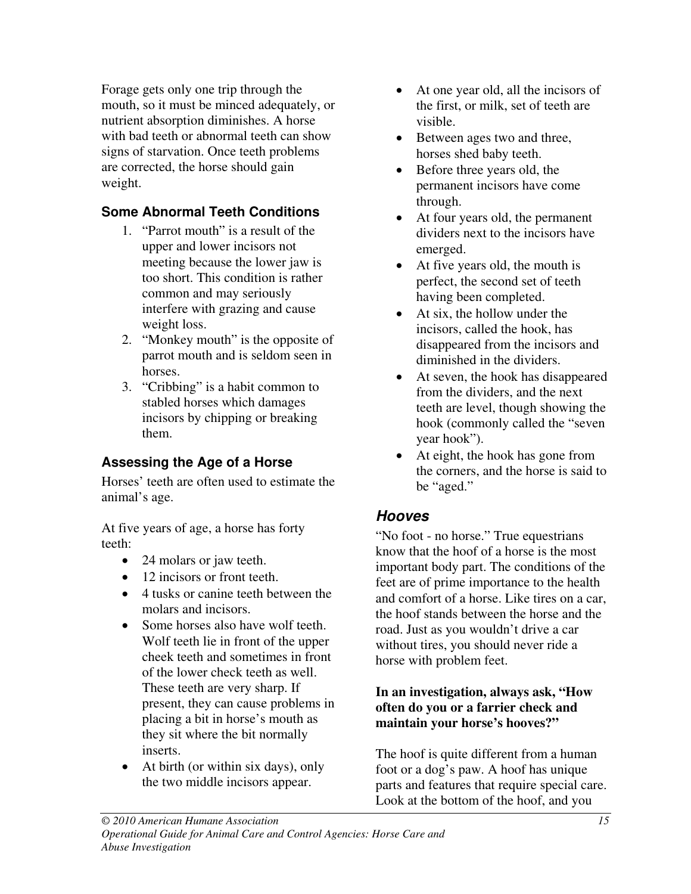Forage gets only one trip through the mouth, so it must be minced adequately, or nutrient absorption diminishes. A horse with bad teeth or abnormal teeth can show signs of starvation. Once teeth problems are corrected, the horse should gain weight.

### Some Abnormal Teeth Conditions

1. "Parrot mouth" is a result of the upper and lower incisors not meeting because the lower jaw is too short. This condition is rather common and may seriously interfere with grazing and cause weight loss.
2. "Monkey mouth" is the opposite of parrot mouth and is seldom seen in horses.
3. "Cribbing" is a habit common to stabled horses which damages incisors by chipping or breaking them.

### Assessing the Age of a Horse

Horses' teeth are often used to estimate the animal's age.

At five years of age, a horse has forty teeth:

- 24 molars or jaw teeth.
- 12 incisors or front teeth.
- 4 tusks or canine teeth between the molars and incisors.
- Some horses also have wolf teeth. Wolf teeth lie in front of the upper cheek teeth and sometimes in front of the lower check teeth as well. These teeth are very sharp. If present, they can cause problems in placing a bit in horse's mouth as they sit where the bit normally inserts.
- At birth (or within six days), only the two middle incisors appear.
- At one year old, all the incisors of the first, or milk, set of teeth are visible.
- Between ages two and three, horses shed baby teeth.
- Before three years old, the permanent incisors have come through.
- At four years old, the permanent dividers next to the incisors have emerged.
- At five years old, the mouth is perfect, the second set of teeth having been completed.
- At six, the hollow under the incisors, called the hook, has disappeared from the incisors and diminished in the dividers.
- At seven, the hook has disappeared from the dividers, and the next teeth are level, though showing the hook (commonly called the "seven year hook").
- At eight, the hook has gone from the corners, and the horse is said to be "aged."

## *Hooves*

"No foot - no horse." True equestrians know that the hoof of a horse is the most important body part. The conditions of the feet are of prime importance to the health and comfort of a horse. Like tires on a car, the hoof stands between the horse and the road. Just as you wouldn't drive a car without tires, you should never ride a horse with problem feet.

**In an investigation, always ask, "How often do you or a farrier check and maintain your horse's hooves?"**

The hoof is quite different from a human foot or a dog's paw. A hoof has unique parts and features that require special care. Look at the bottom of the hoof, and you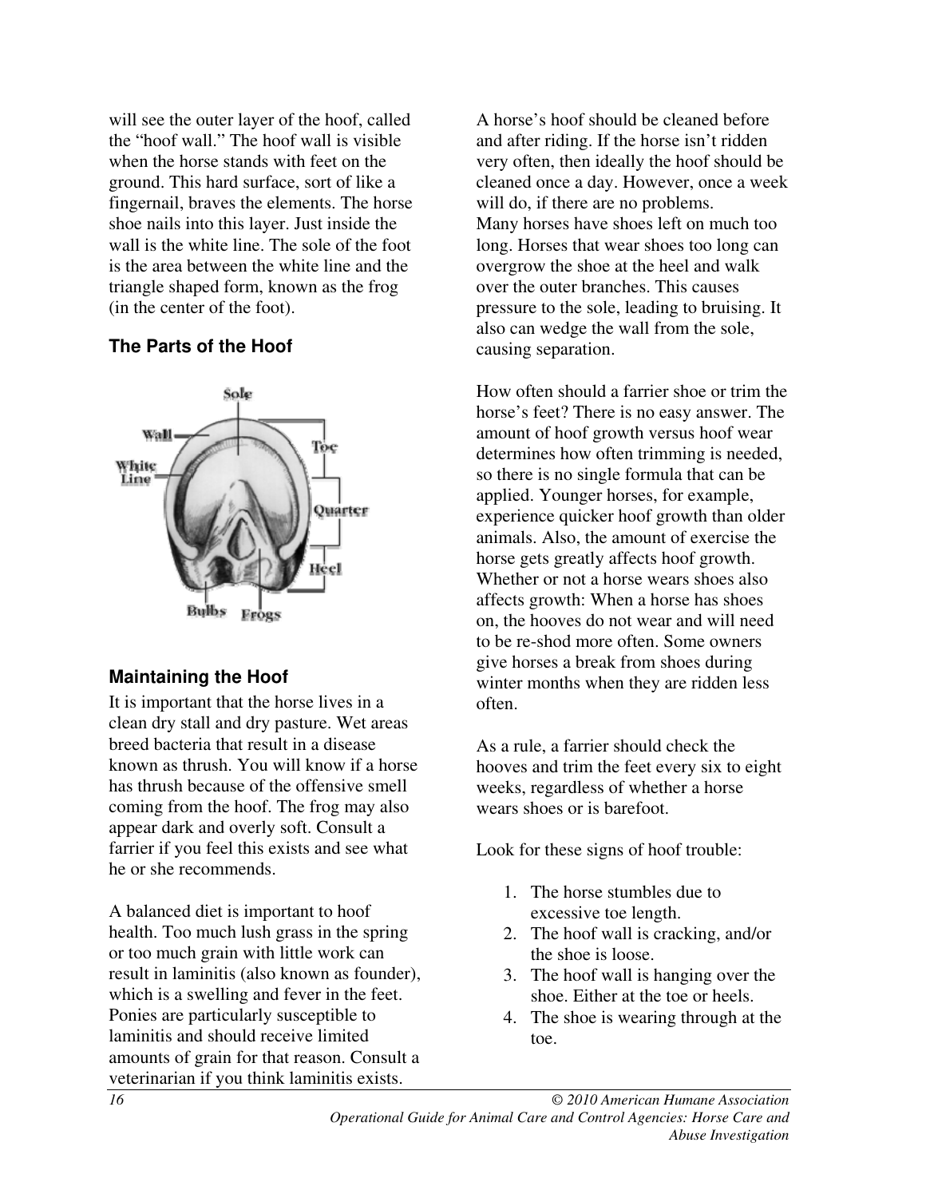will see the outer layer of the hoof, called the "hoof wall." The hoof wall is visible when the horse stands with feet on the ground. This hard surface, sort of like a fingernail, braves the elements. The horse shoe nails into this layer. Just inside the wall is the white line. The sole of the foot is the area between the white line and the triangle shaped form, known as the frog (in the center of the foot).

### The Parts of the Hoof

### Maintaining the Hoof

It is important that the horse lives in a clean dry stall and dry pasture. Wet areas breed bacteria that result in a disease known as thrush. You will know if a horse has thrush because of the offensive smell coming from the hoof. The frog may also appear dark and overly soft. Consult a farrier if you feel this exists and see what he or she recommends.

A balanced diet is important to hoof health. Too much lush grass in the spring or too much grain with little work can result in laminitis (also known as founder), which is a swelling and fever in the feet. Ponies are particularly susceptible to laminitis and should receive limited amounts of grain for that reason. Consult a veterinarian if you think laminitis exists.

A horse's hoof should be cleaned before and after riding. If the horse isn't ridden very often, then ideally the hoof should be cleaned once a day. However, once a week will do, if there are no problems.
Many horses have shoes left on much too long. Horses that wear shoes too long can overgrow the shoe at the heel and walk over the outer branches. This causes pressure to the sole, leading to bruising. It also can wedge the wall from the sole, causing separation.

How often should a farrier shoe or trim the horse's feet? There is no easy answer. The amount of hoof growth versus hoof wear determines how often trimming is needed, so there is no single formula that can be applied. Younger horses, for example, experience quicker hoof growth than older animals. Also, the amount of exercise the horse gets greatly affects hoof growth. Whether or not a horse wears shoes also affects growth: When a horse has shoes on, the hooves do not wear and will need to be re-shod more often. Some owners give horses a break from shoes during winter months when they are ridden less often.

As a rule, a farrier should check the hooves and trim the feet every six to eight weeks, regardless of whether a horse wears shoes or is barefoot.

Look for these signs of hoof trouble:

1. The horse stumbles due to excessive toe length.
2. The hoof wall is cracking, and/or the shoe is loose.
3. The hoof wall is hanging over the shoe. Either at the toe or heels.
4. The shoe is wearing through at the toe.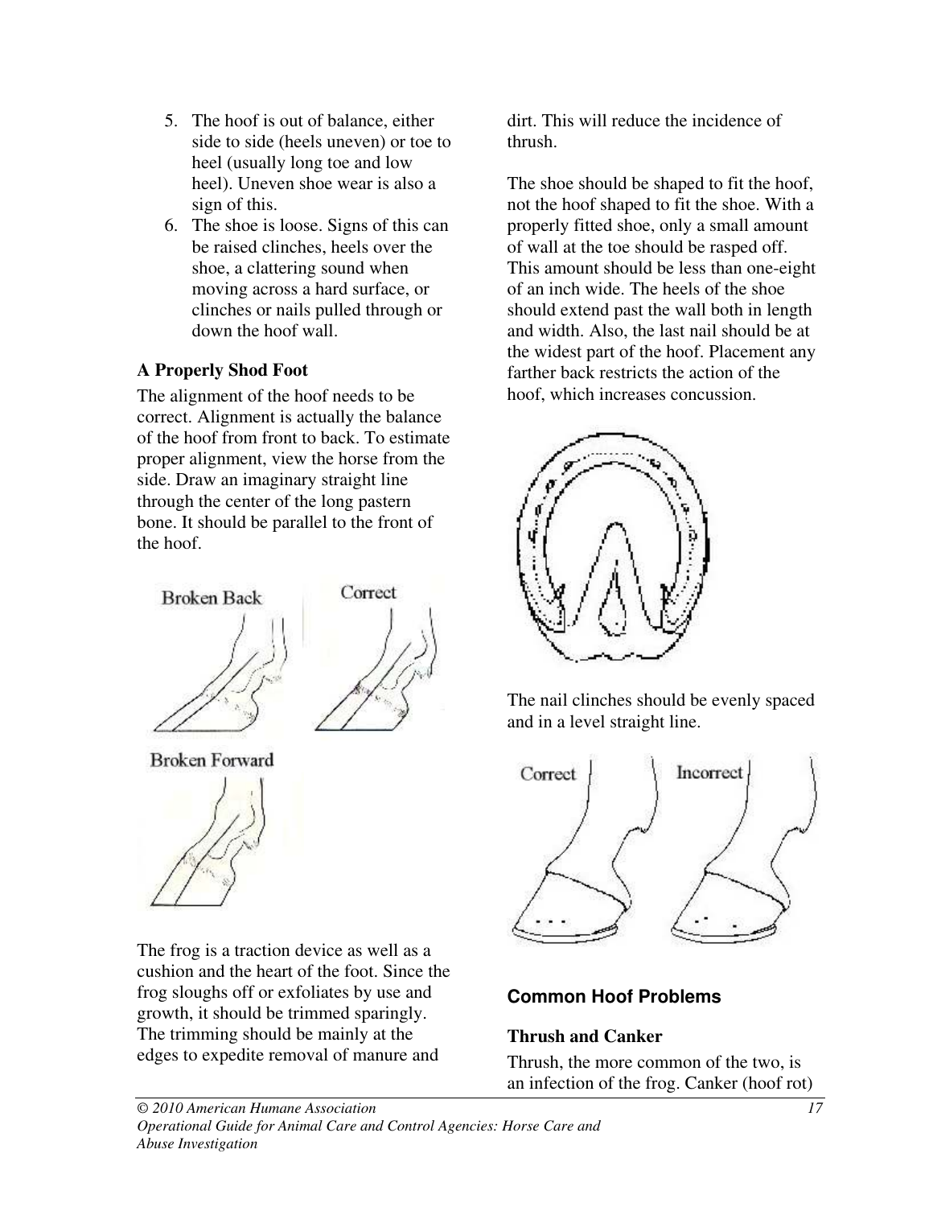5. The hoof is out of balance, either side to side (heels uneven) or toe to heel (usually long toe and low heel). Uneven shoe wear is also a sign of this.
6. The shoe is loose. Signs of this can be raised clinches, heels over the shoe, a clattering sound when moving across a hard surface, or clinches or nails pulled through or down the hoof wall.

### A Properly Shod Foot

The alignment of the hoof needs to be correct. Alignment is actually the balance of the hoof from front to back. To estimate proper alignment, view the horse from the side. Draw an imaginary straight line through the center of the long pastern bone. It should be parallel to the front of the hoof.

The frog is a traction device as well as a cushion and the heart of the foot. Since the frog sloughs off or exfoliates by use and growth, it should be trimmed sparingly. The trimming should be mainly at the edges to expedite removal of manure and dirt. This will reduce the incidence of thrush.

The shoe should be shaped to fit the hoof, not the hoof shaped to fit the shoe. With a properly fitted shoe, only a small amount of wall at the toe should be rasped off. This amount should be less than one-eight of an inch wide. The heels of the shoe should extend past the wall both in length and width. Also, the last nail should be at the widest part of the hoof. Placement any farther back restricts the action of the hoof, which increases concussion.

The nail clinches should be evenly spaced and in a level straight line.

## Common Hoof Problems

### Thrush and Canker

Thrush, the more common of the two, is an infection of the frog. Canker (hoof rot)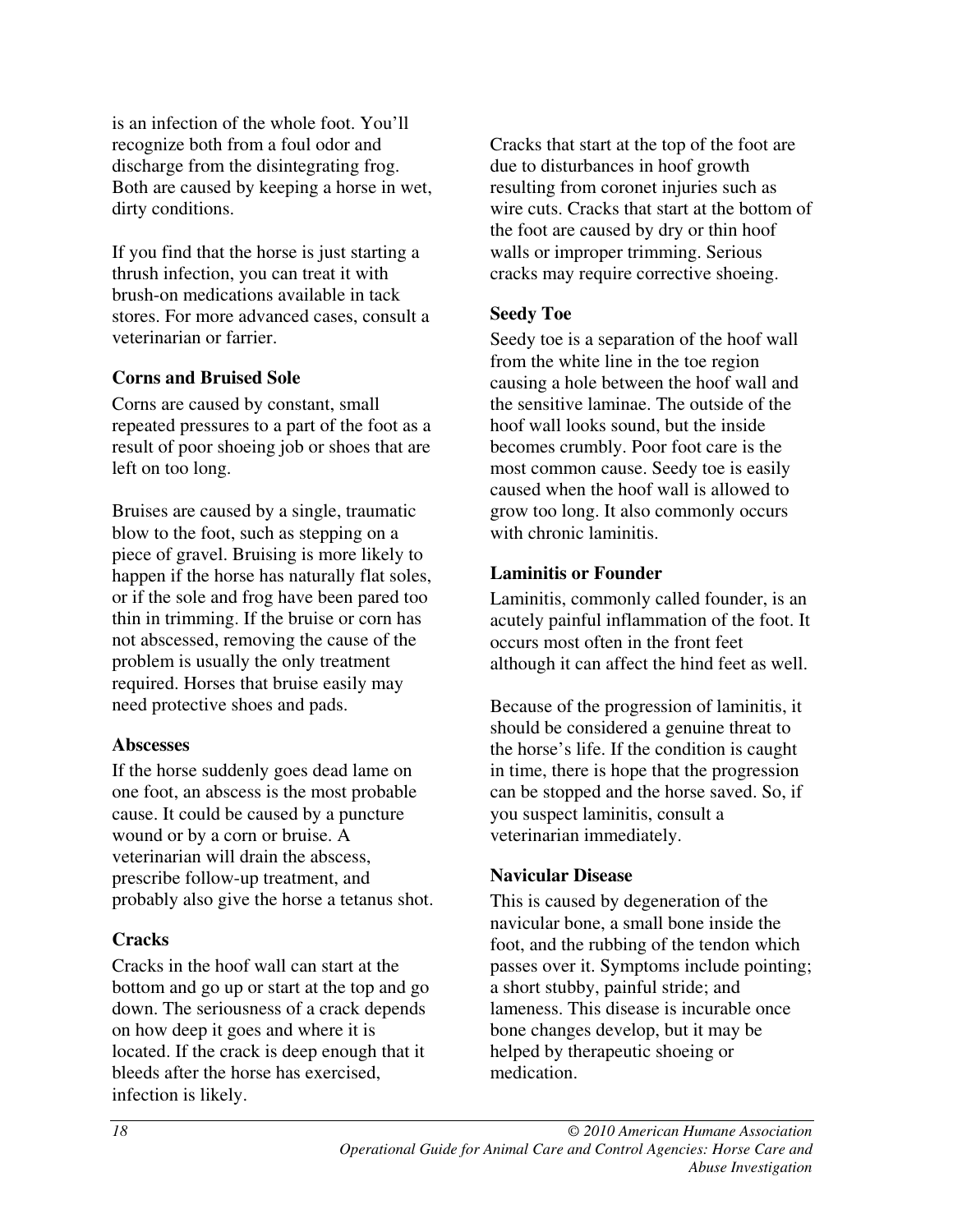is an infection of the whole foot. You'll recognize both from a foul odor and discharge from the disintegrating frog. Both are caused by keeping a horse in wet, dirty conditions.

If you find that the horse is just starting a thrush infection, you can treat it with brush-on medications available in tack stores. For more advanced cases, consult a veterinarian or farrier.

**Corns and Bruised Sole**

Corns are caused by constant, small repeated pressures to a part of the foot as a result of poor shoeing job or shoes that are left on too long.

Bruises are caused by a single, traumatic blow to the foot, such as stepping on a piece of gravel. Bruising is more likely to happen if the horse has naturally flat soles, or if the sole and frog have been pared too thin in trimming. If the bruise or corn has not abscessed, removing the cause of the problem is usually the only treatment required. Horses that bruise easily may need protective shoes and pads.

**Abscesses**

If the horse suddenly goes dead lame on one foot, an abscess is the most probable cause. It could be caused by a puncture wound or by a corn or bruise. A veterinarian will drain the abscess, prescribe follow-up treatment, and probably also give the horse a tetanus shot.

**Cracks**

Cracks in the hoof wall can start at the bottom and go up or start at the top and go down. The seriousness of a crack depends on how deep it goes and where it is located. If the crack is deep enough that it bleeds after the horse has exercised, infection is likely.

Cracks that start at the top of the foot are due to disturbances in hoof growth resulting from coronet injuries such as wire cuts. Cracks that start at the bottom of the foot are caused by dry or thin hoof walls or improper trimming. Serious cracks may require corrective shoeing.

**Seedy Toe**

Seedy toe is a separation of the hoof wall from the white line in the toe region causing a hole between the hoof wall and the sensitive laminae. The outside of the hoof wall looks sound, but the inside becomes crumbly. Poor foot care is the most common cause. Seedy toe is easily caused when the hoof wall is allowed to grow too long. It also commonly occurs with chronic laminitis.

**Laminitis or Founder**

Laminitis, commonly called founder, is an acutely painful inflammation of the foot. It occurs most often in the front feet although it can affect the hind feet as well.

Because of the progression of laminitis, it should be considered a genuine threat to the horse's life. If the condition is caught in time, there is hope that the progression can be stopped and the horse saved. So, if you suspect laminitis, consult a veterinarian immediately.

**Navicular Disease**

This is caused by degeneration of the navicular bone, a small bone inside the foot, and the rubbing of the tendon which passes over it. Symptoms include pointing; a short stubby, painful stride; and lameness. This disease is incurable once bone changes develop, but it may be helped by therapeutic shoeing or medication.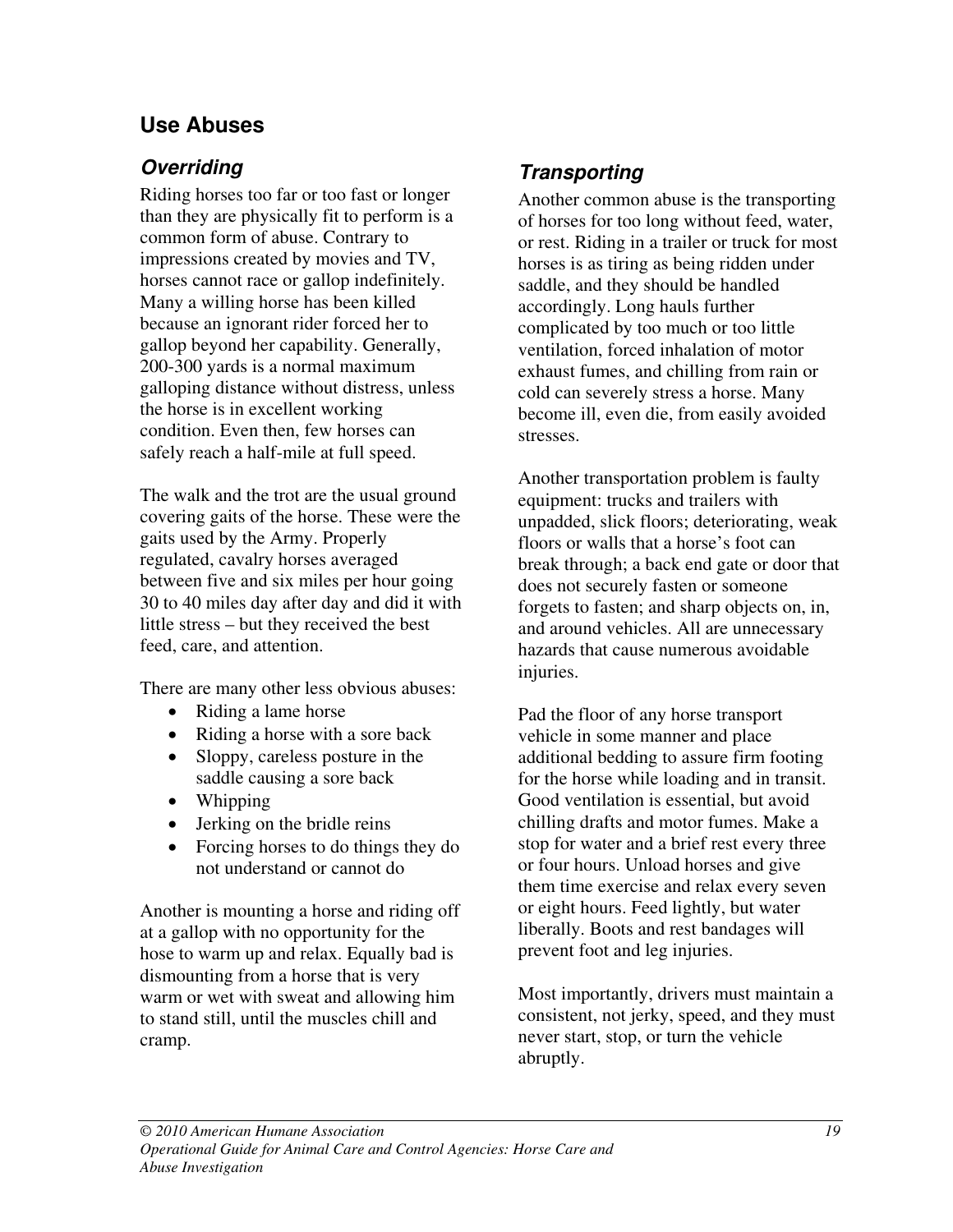## Use Abuses

### *Overriding*

Riding horses too far or too fast or longer than they are physically fit to perform is a common form of abuse. Contrary to impressions created by movies and TV, horses cannot race or gallop indefinitely. Many a willing horse has been killed because an ignorant rider forced her to gallop beyond her capability. Generally, 200-300 yards is a normal maximum galloping distance without distress, unless the horse is in excellent working condition. Even then, few horses can safely reach a half-mile at full speed.

The walk and the trot are the usual ground covering gaits of the horse. These were the gaits used by the Army. Properly regulated, cavalry horses averaged between five and six miles per hour going 30 to 40 miles day after day and did it with little stress – but they received the best feed, care, and attention.

There are many other less obvious abuses:

- Riding a lame horse
- Riding a horse with a sore back
- Sloppy, careless posture in the saddle causing a sore back
- Whipping
- Jerking on the bridle reins
- Forcing horses to do things they do not understand or cannot do

Another is mounting a horse and riding off at a gallop with no opportunity for the hose to warm up and relax. Equally bad is dismounting from a horse that is very warm or wet with sweat and allowing him to stand still, until the muscles chill and cramp.

### *Transporting*

Another common abuse is the transporting of horses for too long without feed, water, or rest. Riding in a trailer or truck for most horses is as tiring as being ridden under saddle, and they should be handled accordingly. Long hauls further complicated by too much or too little ventilation, forced inhalation of motor exhaust fumes, and chilling from rain or cold can severely stress a horse. Many become ill, even die, from easily avoided stresses.

Another transportation problem is faulty equipment: trucks and trailers with unpadded, slick floors; deteriorating, weak floors or walls that a horse's foot can break through; a back end gate or door that does not securely fasten or someone forgets to fasten; and sharp objects on, in, and around vehicles. All are unnecessary hazards that cause numerous avoidable injuries.

Pad the floor of any horse transport vehicle in some manner and place additional bedding to assure firm footing for the horse while loading and in transit. Good ventilation is essential, but avoid chilling drafts and motor fumes. Make a stop for water and a brief rest every three or four hours. Unload horses and give them time exercise and relax every seven or eight hours. Feed lightly, but water liberally. Boots and rest bandages will prevent foot and leg injuries.

Most importantly, drivers must maintain a consistent, not jerky, speed, and they must never start, stop, or turn the vehicle abruptly.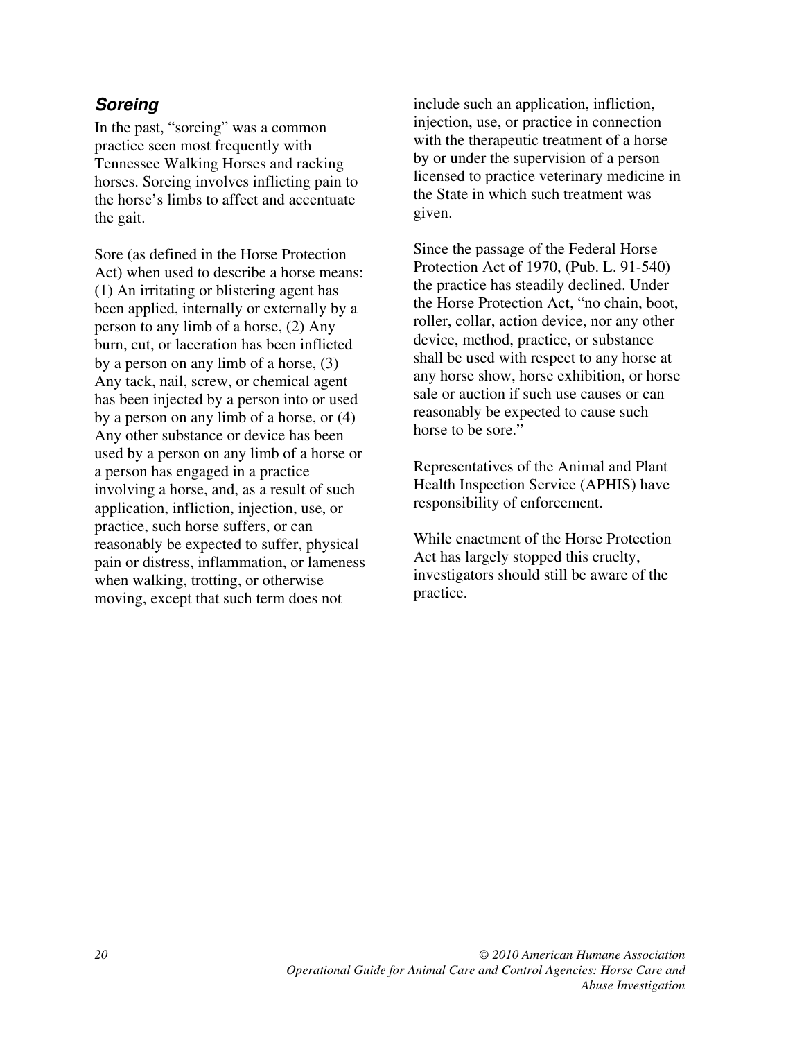### *Soreing*

In the past, "soreing" was a common practice seen most frequently with Tennessee Walking Horses and racking horses. Soreing involves inflicting pain to the horse's limbs to affect and accentuate the gait.

Sore (as defined in the Horse Protection Act) when used to describe a horse means: (1) An irritating or blistering agent has been applied, internally or externally by a person to any limb of a horse, (2) Any burn, cut, or laceration has been inflicted by a person on any limb of a horse, (3) Any tack, nail, screw, or chemical agent has been injected by a person into or used by a person on any limb of a horse, or (4) Any other substance or device has been used by a person on any limb of a horse or a person has engaged in a practice involving a horse, and, as a result of such application, infliction, injection, use, or practice, such horse suffers, or can reasonably be expected to suffer, physical pain or distress, inflammation, or lameness when walking, trotting, or otherwise moving, except that such term does not include such an application, infliction, injection, use, or practice in connection with the therapeutic treatment of a horse by or under the supervision of a person licensed to practice veterinary medicine in the State in which such treatment was given.

Since the passage of the Federal Horse Protection Act of 1970, (Pub. L. 91-540) the practice has steadily declined. Under the Horse Protection Act, "no chain, boot, roller, collar, action device, nor any other device, method, practice, or substance shall be used with respect to any horse at any horse show, horse exhibition, or horse sale or auction if such use causes or can reasonably be expected to cause such horse to be sore."

Representatives of the Animal and Plant Health Inspection Service (APHIS) have responsibility of enforcement.

While enactment of the Horse Protection Act has largely stopped this cruelty, investigators should still be aware of the practice.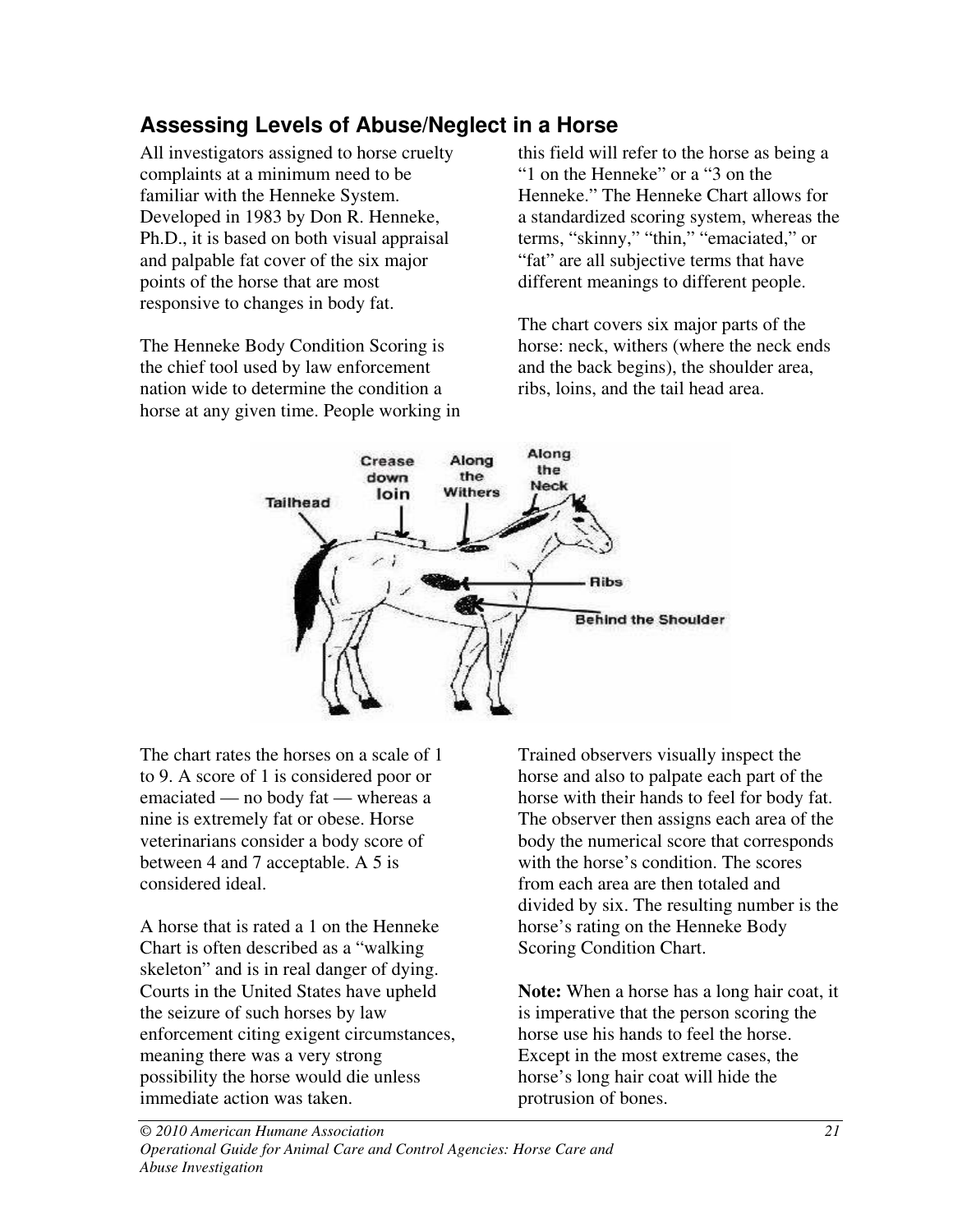## Assessing Levels of Abuse/Neglect in a Horse

All investigators assigned to horse cruelty complaints at a minimum need to be familiar with the Henneke System. Developed in 1983 by Don R. Henneke, Ph.D., it is based on both visual appraisal and palpable fat cover of the six major points of the horse that are most responsive to changes in body fat.

The Henneke Body Condition Scoring is the chief tool used by law enforcement nation wide to determine the condition a horse at any given time. People working in this field will refer to the horse as being a "1 on the Henneke" or a "3 on the Henneke." The Henneke Chart allows for a standardized scoring system, whereas the terms, "skinny," "thin," "emaciated," or "fat" are all subjective terms that have different meanings to different people.

The chart covers six major parts of the horse: neck, withers (where the neck ends and the back begins), the shoulder area, ribs, loins, and the tail head area.

The chart rates the horses on a scale of 1 to 9. A score of 1 is considered poor or emaciated — no body fat — whereas a nine is extremely fat or obese. Horse veterinarians consider a body score of between 4 and 7 acceptable. A 5 is considered ideal.

A horse that is rated a 1 on the Henneke Chart is often described as a "walking skeleton" and is in real danger of dying. Courts in the United States have upheld the seizure of such horses by law enforcement citing exigent circumstances, meaning there was a very strong possibility the horse would die unless immediate action was taken.

Trained observers visually inspect the horse and also to palpate each part of the horse with their hands to feel for body fat. The observer then assigns each area of the body the numerical score that corresponds with the horse's condition. The scores from each area are then totaled and divided by six. The resulting number is the horse's rating on the Henneke Body Scoring Condition Chart.

**Note:** When a horse has a long hair coat, it is imperative that the person scoring the horse use his hands to feel the horse. Except in the most extreme cases, the horse's long hair coat will hide the protrusion of bones.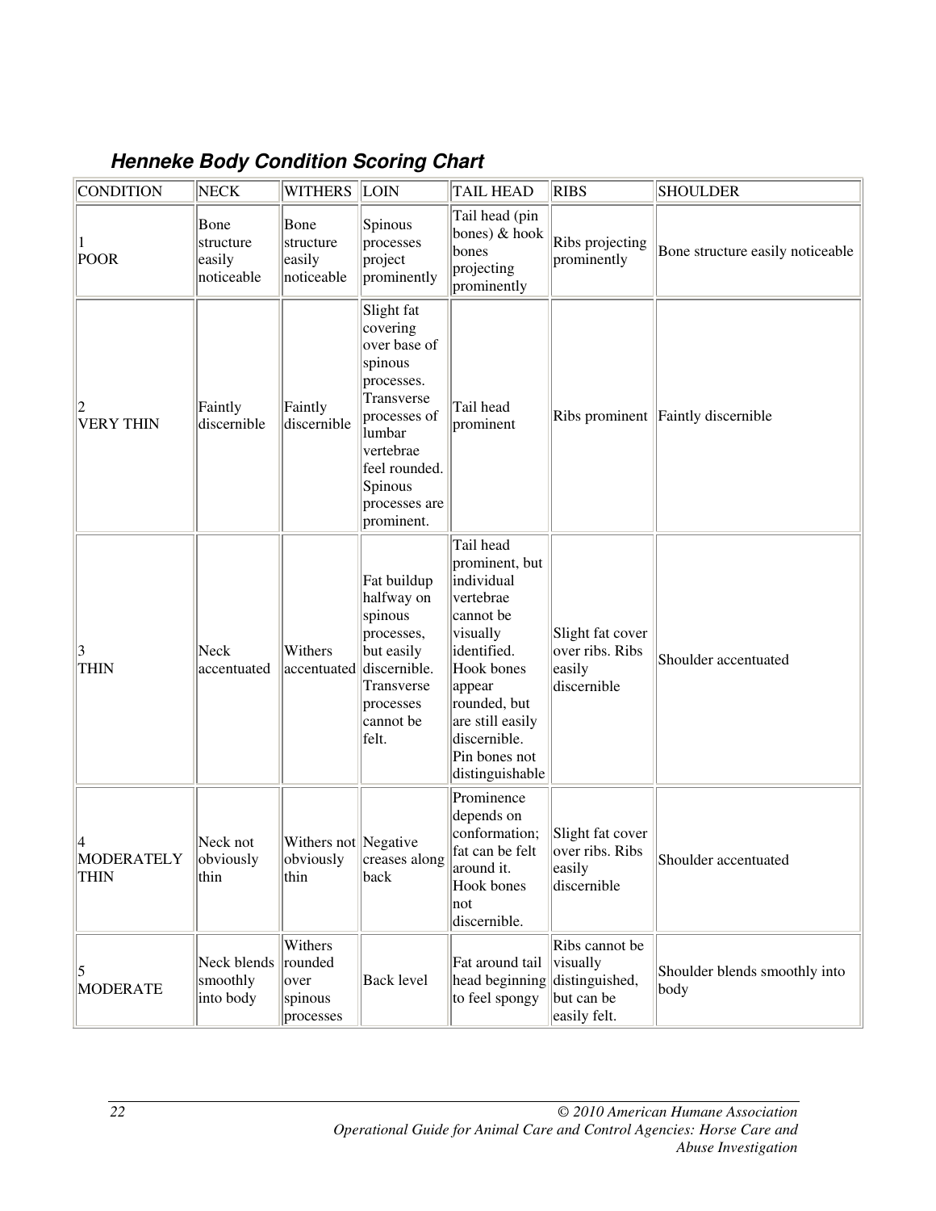### *Henneke Body Condition Scoring Chart*

| CONDITION | NECK | WITHERS | LOIN | TAIL HEAD | RIBS | SHOULDER |
|---|---|---|---|---|---|---|
| 1 POOR | Bone structure easily noticeable | Bone structure easily noticeable | Spinous processes project prominently | Tail head (pin bones) & hook bones projecting prominently | Ribs projecting prominently | Bone structure easily noticeable |
| 2 VERY THIN | Faintly discernible | Faintly discernible | Slight fat covering over base of spinous processes. Transverse processes of lumbar vertebrae feel rounded. Spinous processes are prominent. | Tail head prominent | Ribs prominent | Faintly discernible |
| 3 THIN | Neck accentuated | Withers accentuated | Fat buildup halfway on spinous processes, but easily discernible. Transverse processes cannot be felt. | Tail head prominent, but individual vertebrae cannot be visually identified. Hook bones appear rounded, but are still easily discernible. Pin bones not distinguishable | Slight fat cover over ribs. Ribs easily discernible | Shoulder accentuated |
| 4 MODERATELY THIN | Neck not obviously thin | Withers not obviously thin | Negative creases along back | Prominence depends on conformation; fat can be felt around it. Hook bones not discernible. | Slight fat cover over ribs. Ribs easily discernible | Shoulder accentuated |
| 5 MODERATE | Neck blends smoothly into body | Withers rounded over spinous processes | Back level | Fat around tail head beginning to feel spongy | Ribs cannot be visually distinguished, but can be easily felt. | Shoulder blends smoothly into body |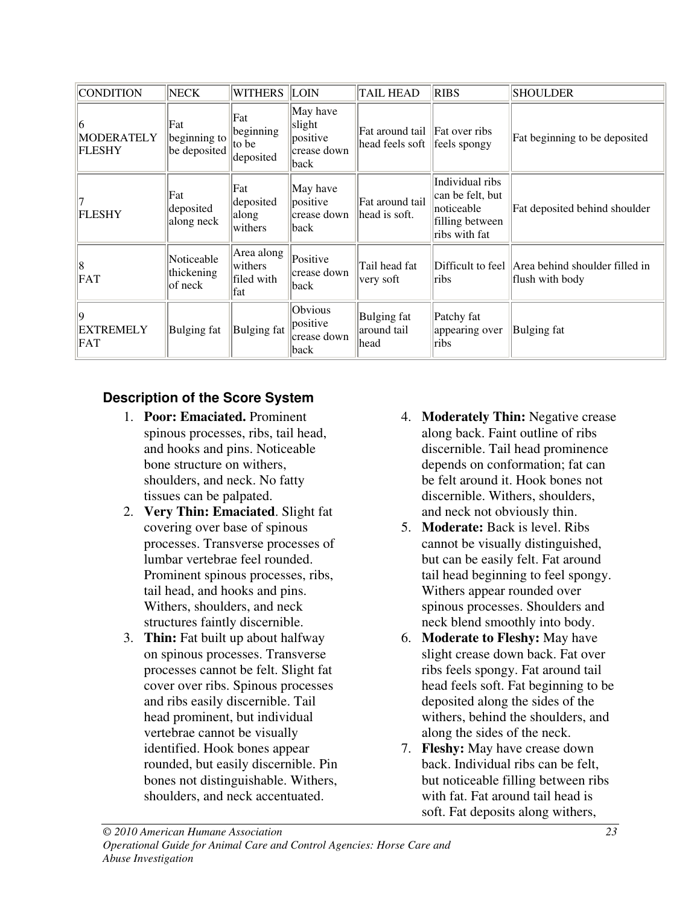| CONDITION | NECK | WITHERS | LOIN | TAIL HEAD | RIBS | SHOULDER |
|---|---|---|---|---|---|---|
| 6 MODERATELY FLESHY | Fat beginning to be deposited | Fat beginning to be deposited | May have slight positive crease down back | Fat around tail head feels soft | Fat over ribs feels spongy | Fat beginning to be deposited |
| 7 FLESHY | Fat deposited along neck | Fat deposited along withers | May have positive crease down back | Fat around tail head is soft. | Individual ribs can be felt, but noticeable filling between ribs with fat | Fat deposited behind shoulder |
| 8 FAT | Noticeable thickening of neck | Area along withers filed with fat | Positive crease down back | Tail head fat very soft | Difficult to feel ribs | Area behind shoulder filled in flush with body |
| 9 EXTREMELY FAT | Bulging fat | Bulging fat | Obvious positive crease down back | Bulging fat around tail head | Patchy fat appearing over ribs | Bulging fat |

### Description of the Score System

1. **Poor: Emaciated.** Prominent spinous processes, ribs, tail head, and hooks and pins. Noticeable bone structure on withers, shoulders, and neck. No fatty tissues can be palpated.
2. **Very Thin: Emaciated**. Slight fat covering over base of spinous processes. Transverse processes of lumbar vertebrae feel rounded. Prominent spinous processes, ribs, tail head, and hooks and pins. Withers, shoulders, and neck structures faintly discernible.
3. **Thin:** Fat built up about halfway on spinous processes. Transverse processes cannot be felt. Slight fat cover over ribs. Spinous processes and ribs easily discernible. Tail head prominent, but individual vertebrae cannot be visually identified. Hook bones appear rounded, but easily discernible. Pin bones not distinguishable. Withers, shoulders, and neck accentuated.
4. **Moderately Thin:** Negative crease along back. Faint outline of ribs discernible. Tail head prominence depends on conformation; fat can be felt around it. Hook bones not discernible. Withers, shoulders, and neck not obviously thin.
5. **Moderate:** Back is level. Ribs cannot be visually distinguished, but can be easily felt. Fat around tail head beginning to feel spongy. Withers appear rounded over spinous processes. Shoulders and neck blend smoothly into body.
6. **Moderate to Fleshy:** May have slight crease down back. Fat over ribs feels spongy. Fat around tail head feels soft. Fat beginning to be deposited along the sides of the withers, behind the shoulders, and along the sides of the neck.
7. **Fleshy:** May have crease down back. Individual ribs can be felt, but noticeable filling between ribs with fat. Fat around tail head is soft. Fat deposits along withers,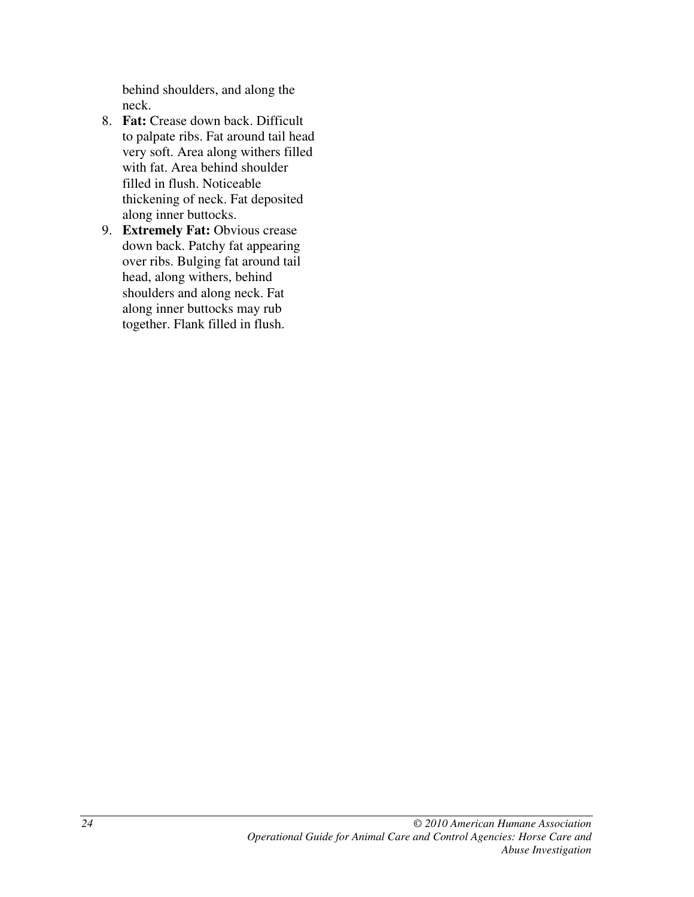behind shoulders, and along the neck.

8. **Fat:** Crease down back. Difficult to palpate ribs. Fat around tail head very soft. Area along withers filled with fat. Area behind shoulder filled in flush. Noticeable thickening of neck. Fat deposited along inner buttocks.
9. **Extremely Fat:** Obvious crease down back. Patchy fat appearing over ribs. Bulging fat around tail head, along withers, behind shoulders and along neck. Fat along inner buttocks may rub together. Flank filled in flush.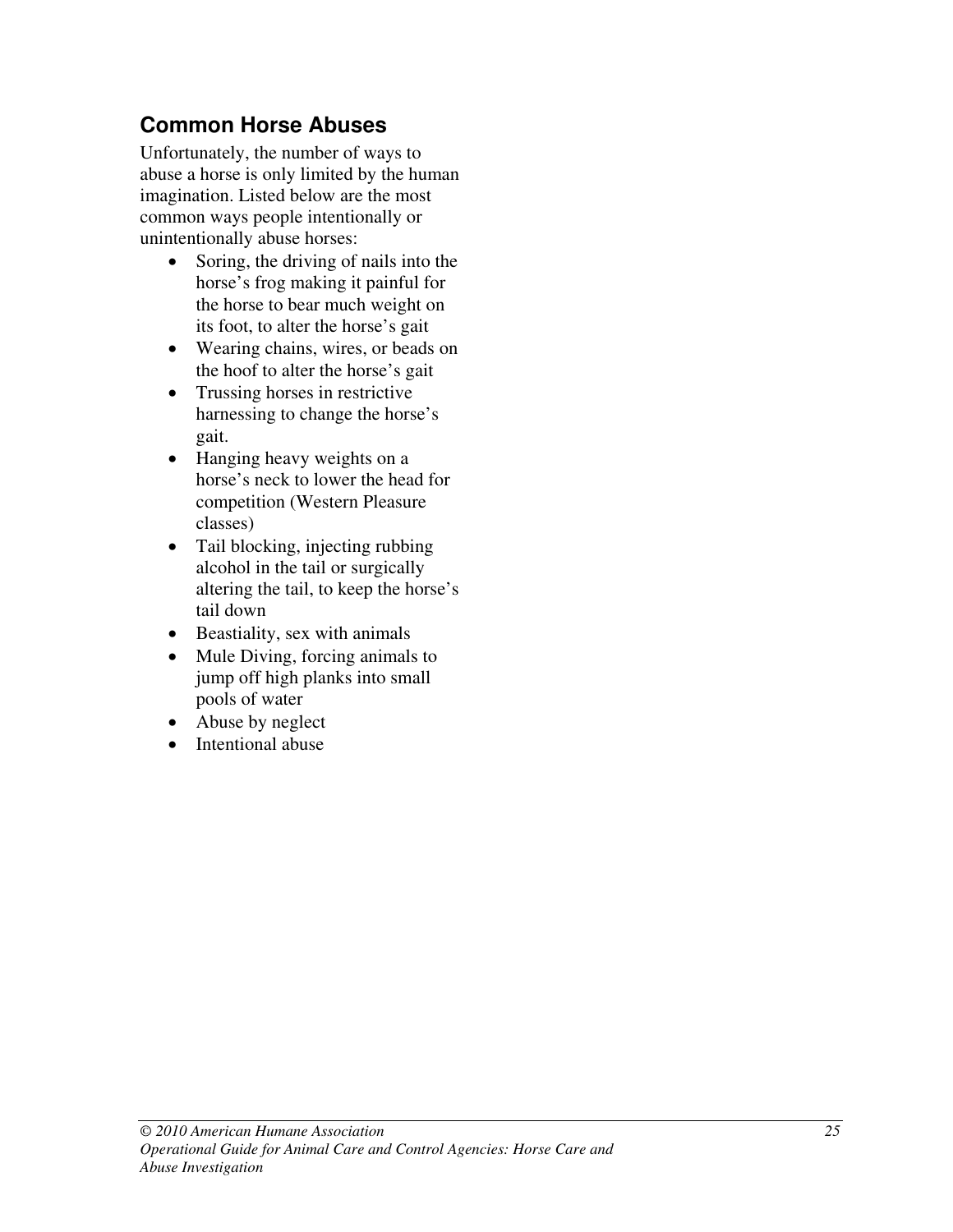## Common Horse Abuses

Unfortunately, the number of ways to abuse a horse is only limited by the human imagination. Listed below are the most common ways people intentionally or unintentionally abuse horses:

- Soring, the driving of nails into the horse's frog making it painful for the horse to bear much weight on its foot, to alter the horse's gait
- Wearing chains, wires, or beads on the hoof to alter the horse's gait
- Trussing horses in restrictive harnessing to change the horse's gait.
- Hanging heavy weights on a horse's neck to lower the head for competition (Western Pleasure classes)
- Tail blocking, injecting rubbing alcohol in the tail or surgically altering the tail, to keep the horse's tail down
- Beastiality, sex with animals
- Mule Diving, forcing animals to jump off high planks into small pools of water
- Abuse by neglect
- Intentional abuse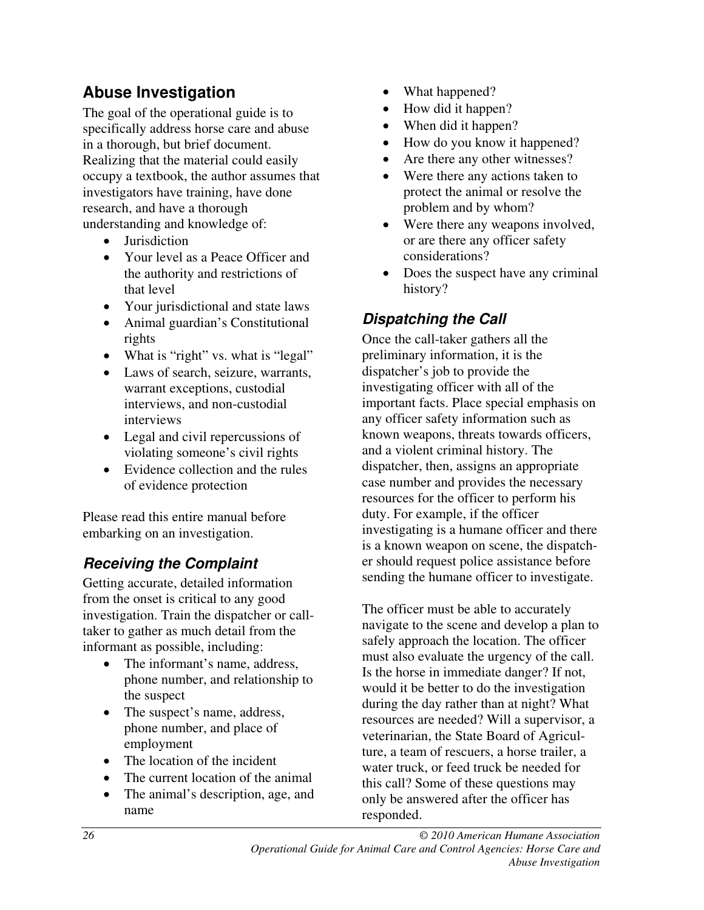## Abuse Investigation

The goal of the operational guide is to specifically address horse care and abuse in a thorough, but brief document. Realizing that the material could easily occupy a textbook, the author assumes that investigators have training, have done research, and have a thorough understanding and knowledge of:

- Jurisdiction
- Your level as a Peace Officer and the authority and restrictions of that level
- Your jurisdictional and state laws
- Animal guardian's Constitutional rights
- What is "right" vs. what is "legal"
- Laws of search, seizure, warrants, warrant exceptions, custodial interviews, and non-custodial interviews
- Legal and civil repercussions of violating someone's civil rights
- Evidence collection and the rules of evidence protection

Please read this entire manual before embarking on an investigation.

### *Receiving the Complaint*

Getting accurate, detailed information from the onset is critical to any good investigation. Train the dispatcher or call-taker to gather as much detail from the informant as possible, including:

- The informant's name, address, phone number, and relationship to the suspect
- The suspect's name, address, phone number, and place of employment
- The location of the incident
- The current location of the animal
- The animal's description, age, and name
- What happened?
- How did it happen?
- When did it happen?
- How do you know it happened?
- Are there any other witnesses?
- Were there any actions taken to protect the animal or resolve the problem and by whom?
- Were there any weapons involved, or are there any officer safety considerations?
- Does the suspect have any criminal history?

### *Dispatching the Call*

Once the call-taker gathers all the preliminary information, it is the dispatcher's job to provide the investigating officer with all of the important facts. Place special emphasis on any officer safety information such as known weapons, threats towards officers, and a violent criminal history. The dispatcher, then, assigns an appropriate case number and provides the necessary resources for the officer to perform his duty. For example, if the officer investigating is a humane officer and there is a known weapon on scene, the dispatcher should request police assistance before sending the humane officer to investigate.

The officer must be able to accurately navigate to the scene and develop a plan to safely approach the location. The officer must also evaluate the urgency of the call. Is the horse in immediate danger? If not, would it be better to do the investigation during the day rather than at night? What resources are needed? Will a supervisor, a veterinarian, the State Board of Agriculture, a team of rescuers, a horse trailer, a water truck, or feed truck be needed for this call? Some of these questions may only be answered after the officer has responded.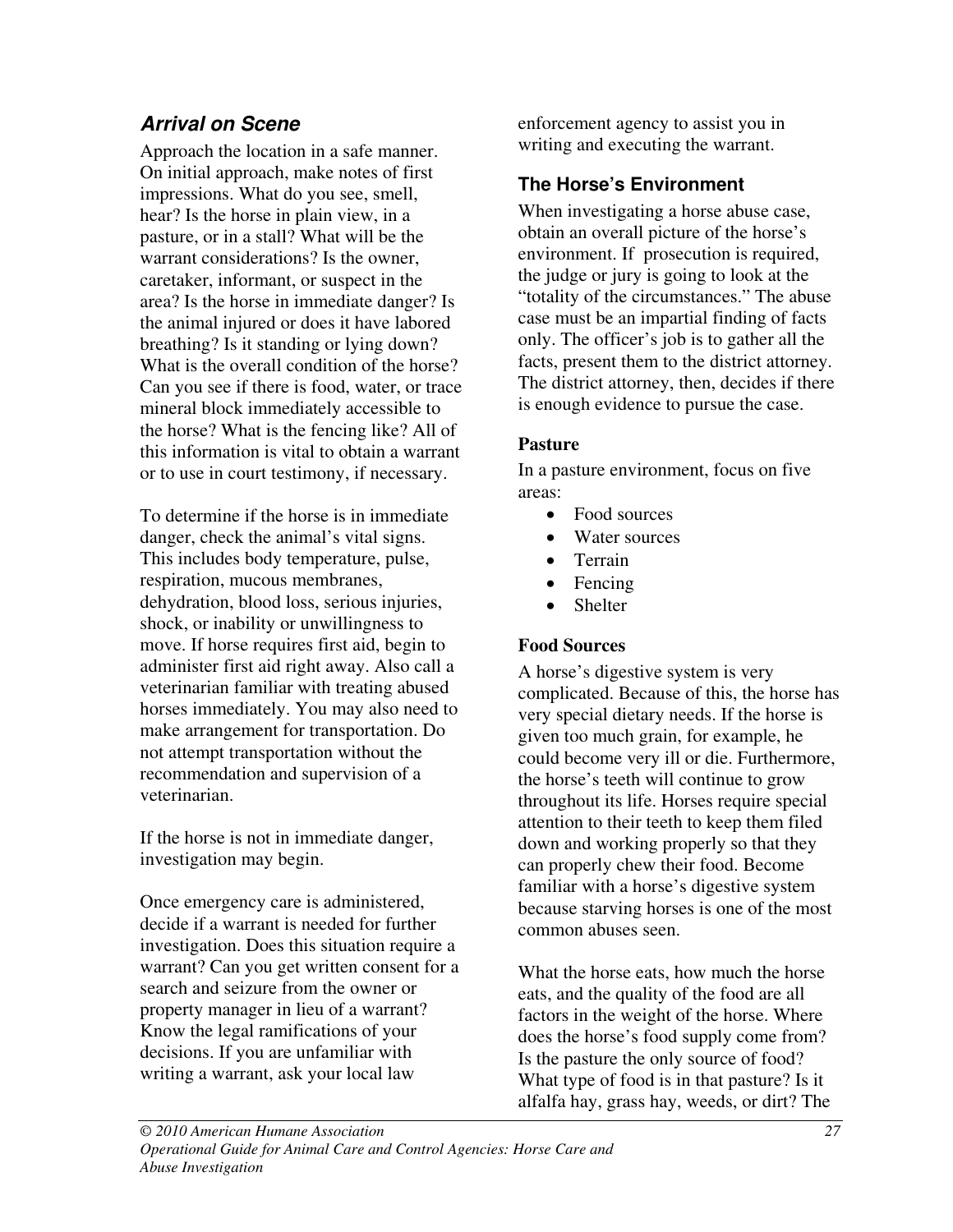## *Arrival on Scene*

Approach the location in a safe manner. On initial approach, make notes of first impressions. What do you see, smell, hear? Is the horse in plain view, in a pasture, or in a stall? What will be the warrant considerations? Is the owner, caretaker, informant, or suspect in the area? Is the horse in immediate danger? Is the animal injured or does it have labored breathing? Is it standing or lying down? What is the overall condition of the horse? Can you see if there is food, water, or trace mineral block immediately accessible to the horse? What is the fencing like? All of this information is vital to obtain a warrant or to use in court testimony, if necessary.

To determine if the horse is in immediate danger, check the animal's vital signs. This includes body temperature, pulse, respiration, mucous membranes, dehydration, blood loss, serious injuries, shock, or inability or unwillingness to move. If horse requires first aid, begin to administer first aid right away. Also call a veterinarian familiar with treating abused horses immediately. You may also need to make arrangement for transportation. Do not attempt transportation without the recommendation and supervision of a veterinarian.

If the horse is not in immediate danger, investigation may begin.

Once emergency care is administered, decide if a warrant is needed for further investigation. Does this situation require a warrant? Can you get written consent for a search and seizure from the owner or property manager in lieu of a warrant? Know the legal ramifications of your decisions. If you are unfamiliar with writing a warrant, ask your local law enforcement agency to assist you in writing and executing the warrant.

### The Horse's Environment

When investigating a horse abuse case, obtain an overall picture of the horse's environment. If prosecution is required, the judge or jury is going to look at the "totality of the circumstances." The abuse case must be an impartial finding of facts only. The officer's job is to gather all the facts, present them to the district attorney. The district attorney, then, decides if there is enough evidence to pursue the case.

**Pasture**

In a pasture environment, focus on five areas:

- Food sources
- Water sources
- Terrain
- Fencing
- Shelter

**Food Sources**

A horse's digestive system is very complicated. Because of this, the horse has very special dietary needs. If the horse is given too much grain, for example, he could become very ill or die. Furthermore, the horse's teeth will continue to grow throughout its life. Horses require special attention to their teeth to keep them filed down and working properly so that they can properly chew their food. Become familiar with a horse's digestive system because starving horses is one of the most common abuses seen.

What the horse eats, how much the horse eats, and the quality of the food are all factors in the weight of the horse. Where does the horse's food supply come from? Is the pasture the only source of food? What type of food is in that pasture? Is it alfalfa hay, grass hay, weeds, or dirt? The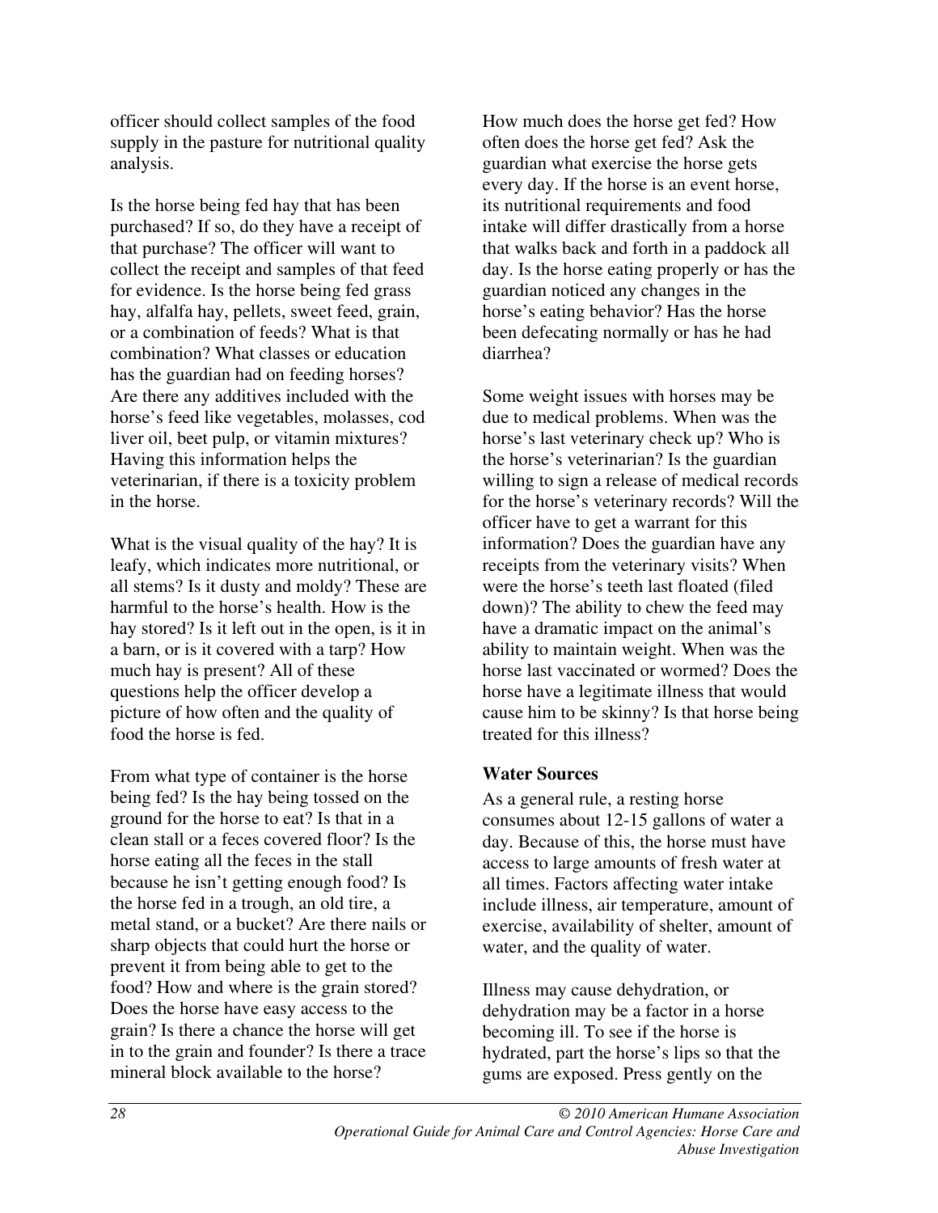officer should collect samples of the food supply in the pasture for nutritional quality analysis.

Is the horse being fed hay that has been purchased? If so, do they have a receipt of that purchase? The officer will want to collect the receipt and samples of that feed for evidence. Is the horse being fed grass hay, alfalfa hay, pellets, sweet feed, grain, or a combination of feeds? What is that combination? What classes or education has the guardian had on feeding horses? Are there any additives included with the horse's feed like vegetables, molasses, cod liver oil, beet pulp, or vitamin mixtures? Having this information helps the veterinarian, if there is a toxicity problem in the horse.

What is the visual quality of the hay? It is leafy, which indicates more nutritional, or all stems? Is it dusty and moldy? These are harmful to the horse's health. How is the hay stored? Is it left out in the open, is it in a barn, or is it covered with a tarp? How much hay is present? All of these questions help the officer develop a picture of how often and the quality of food the horse is fed.

From what type of container is the horse being fed? Is the hay being tossed on the ground for the horse to eat? Is that in a clean stall or a feces covered floor? Is the horse eating all the feces in the stall because he isn't getting enough food? Is the horse fed in a trough, an old tire, a metal stand, or a bucket? Are there nails or sharp objects that could hurt the horse or prevent it from being able to get to the food? How and where is the grain stored? Does the horse have easy access to the grain? Is there a chance the horse will get in to the grain and founder? Is there a trace mineral block available to the horse?

How much does the horse get fed? How often does the horse get fed? Ask the guardian what exercise the horse gets every day. If the horse is an event horse, its nutritional requirements and food intake will differ drastically from a horse that walks back and forth in a paddock all day. Is the horse eating properly or has the guardian noticed any changes in the horse's eating behavior? Has the horse been defecating normally or has he had diarrhea?

Some weight issues with horses may be due to medical problems. When was the horse's last veterinary check up? Who is the horse's veterinarian? Is the guardian willing to sign a release of medical records for the horse's veterinary records? Will the officer have to get a warrant for this information? Does the guardian have any receipts from the veterinary visits? When were the horse's teeth last floated (filed down)? The ability to chew the feed may have a dramatic impact on the animal's ability to maintain weight. When was the horse last vaccinated or wormed? Does the horse have a legitimate illness that would cause him to be skinny? Is that horse being treated for this illness?

### Water Sources

As a general rule, a resting horse consumes about 12-15 gallons of water a day. Because of this, the horse must have access to large amounts of fresh water at all times. Factors affecting water intake include illness, air temperature, amount of exercise, availability of shelter, amount of water, and the quality of water.

Illness may cause dehydration, or dehydration may be a factor in a horse becoming ill. To see if the horse is hydrated, part the horse's lips so that the gums are exposed. Press gently on the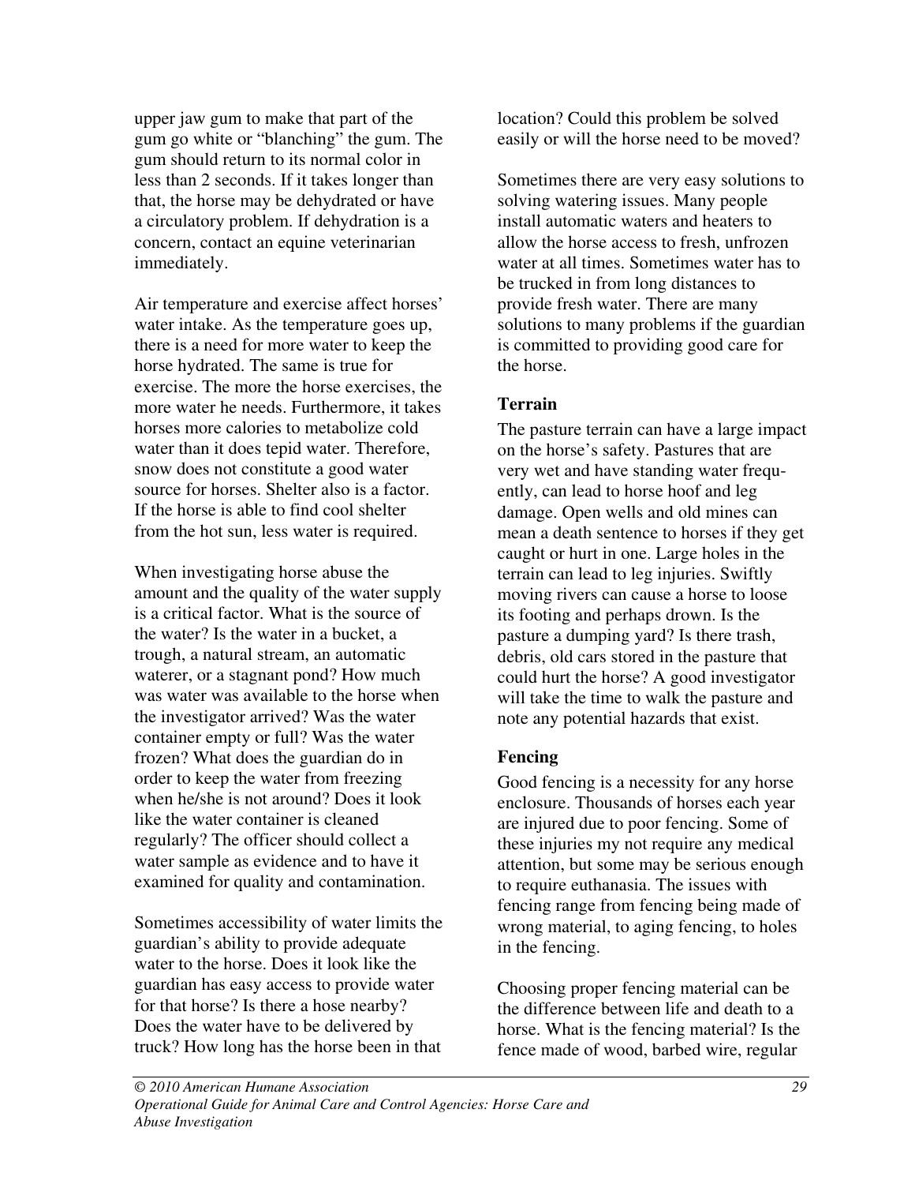upper jaw gum to make that part of the gum go white or "blanching" the gum. The gum should return to its normal color in less than 2 seconds. If it takes longer than that, the horse may be dehydrated or have a circulatory problem. If dehydration is a concern, contact an equine veterinarian immediately.

Air temperature and exercise affect horses' water intake. As the temperature goes up, there is a need for more water to keep the horse hydrated. The same is true for exercise. The more the horse exercises, the more water he needs. Furthermore, it takes horses more calories to metabolize cold water than it does tepid water. Therefore, snow does not constitute a good water source for horses. Shelter also is a factor. If the horse is able to find cool shelter from the hot sun, less water is required.

When investigating horse abuse the amount and the quality of the water supply is a critical factor. What is the source of the water? Is the water in a bucket, a trough, a natural stream, an automatic waterer, or a stagnant pond? How much was water was available to the horse when the investigator arrived? Was the water container empty or full? Was the water frozen? What does the guardian do in order to keep the water from freezing when he/she is not around? Does it look like the water container is cleaned regularly? The officer should collect a water sample as evidence and to have it examined for quality and contamination.

Sometimes accessibility of water limits the guardian's ability to provide adequate water to the horse. Does it look like the guardian has easy access to provide water for that horse? Is there a hose nearby? Does the water have to be delivered by truck? How long has the horse been in that location? Could this problem be solved easily or will the horse need to be moved?

Sometimes there are very easy solutions to solving watering issues. Many people install automatic waters and heaters to allow the horse access to fresh, unfrozen water at all times. Sometimes water has to be trucked in from long distances to provide fresh water. There are many solutions to many problems if the guardian is committed to providing good care for the horse.

**Terrain**

The pasture terrain can have a large impact on the horse's safety. Pastures that are very wet and have standing water frequently, can lead to horse hoof and leg damage. Open wells and old mines can mean a death sentence to horses if they get caught or hurt in one. Large holes in the terrain can lead to leg injuries. Swiftly moving rivers can cause a horse to loose its footing and perhaps drown. Is the pasture a dumping yard? Is there trash, debris, old cars stored in the pasture that could hurt the horse? A good investigator will take the time to walk the pasture and note any potential hazards that exist.

**Fencing**

Good fencing is a necessity for any horse enclosure. Thousands of horses each year are injured due to poor fencing. Some of these injuries my not require any medical attention, but some may be serious enough to require euthanasia. The issues with fencing range from fencing being made of wrong material, to aging fencing, to holes in the fencing.

Choosing proper fencing material can be the difference between life and death to a horse. What is the fencing material? Is the fence made of wood, barbed wire, regular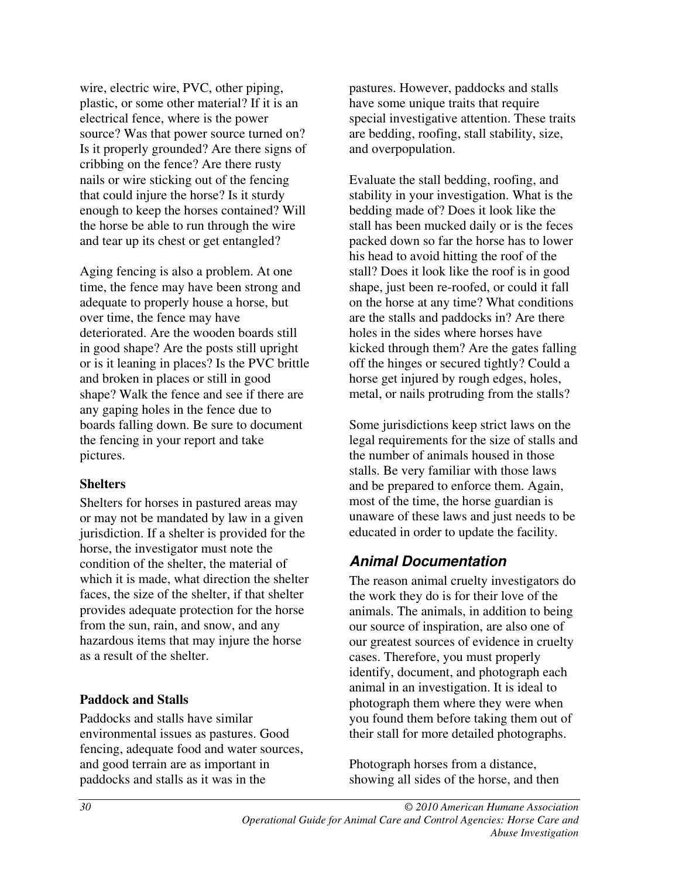wire, electric wire, PVC, other piping, plastic, or some other material? If it is an electrical fence, where is the power source? Was that power source turned on? Is it properly grounded? Are there signs of cribbing on the fence? Are there rusty nails or wire sticking out of the fencing that could injure the horse? Is it sturdy enough to keep the horses contained? Will the horse be able to run through the wire and tear up its chest or get entangled?

Aging fencing is also a problem. At one time, the fence may have been strong and adequate to properly house a horse, but over time, the fence may have deteriorated. Are the wooden boards still in good shape? Are the posts still upright or is it leaning in places? Is the PVC brittle and broken in places or still in good shape? Walk the fence and see if there are any gaping holes in the fence due to boards falling down. Be sure to document the fencing in your report and take pictures.

**Shelters**

Shelters for horses in pastured areas may or may not be mandated by law in a given jurisdiction. If a shelter is provided for the horse, the investigator must note the condition of the shelter, the material of which it is made, what direction the shelter faces, the size of the shelter, if that shelter provides adequate protection for the horse from the sun, rain, and snow, and any hazardous items that may injure the horse as a result of the shelter.

**Paddock and Stalls**

Paddocks and stalls have similar environmental issues as pastures. Good fencing, adequate food and water sources, and good terrain are as important in paddocks and stalls as it was in the pastures. However, paddocks and stalls have some unique traits that require special investigative attention. These traits are bedding, roofing, stall stability, size, and overpopulation.

Evaluate the stall bedding, roofing, and stability in your investigation. What is the bedding made of? Does it look like the stall has been mucked daily or is the feces packed down so far the horse has to lower his head to avoid hitting the roof of the stall? Does it look like the roof is in good shape, just been re-roofed, or could it fall on the horse at any time? What conditions are the stalls and paddocks in? Are there holes in the sides where horses have kicked through them? Are the gates falling off the hinges or secured tightly? Could a horse get injured by rough edges, holes, metal, or nails protruding from the stalls?

Some jurisdictions keep strict laws on the legal requirements for the size of stalls and the number of animals housed in those stalls. Be very familiar with those laws and be prepared to enforce them. Again, most of the time, the horse guardian is unaware of these laws and just needs to be educated in order to update the facility.

## *Animal Documentation*

The reason animal cruelty investigators do the work they do is for their love of the animals. The animals, in addition to being our source of inspiration, are also one of our greatest sources of evidence in cruelty cases. Therefore, you must properly identify, document, and photograph each animal in an investigation. It is ideal to photograph them where they were when you found them before taking them out of their stall for more detailed photographs.

Photograph horses from a distance, showing all sides of the horse, and then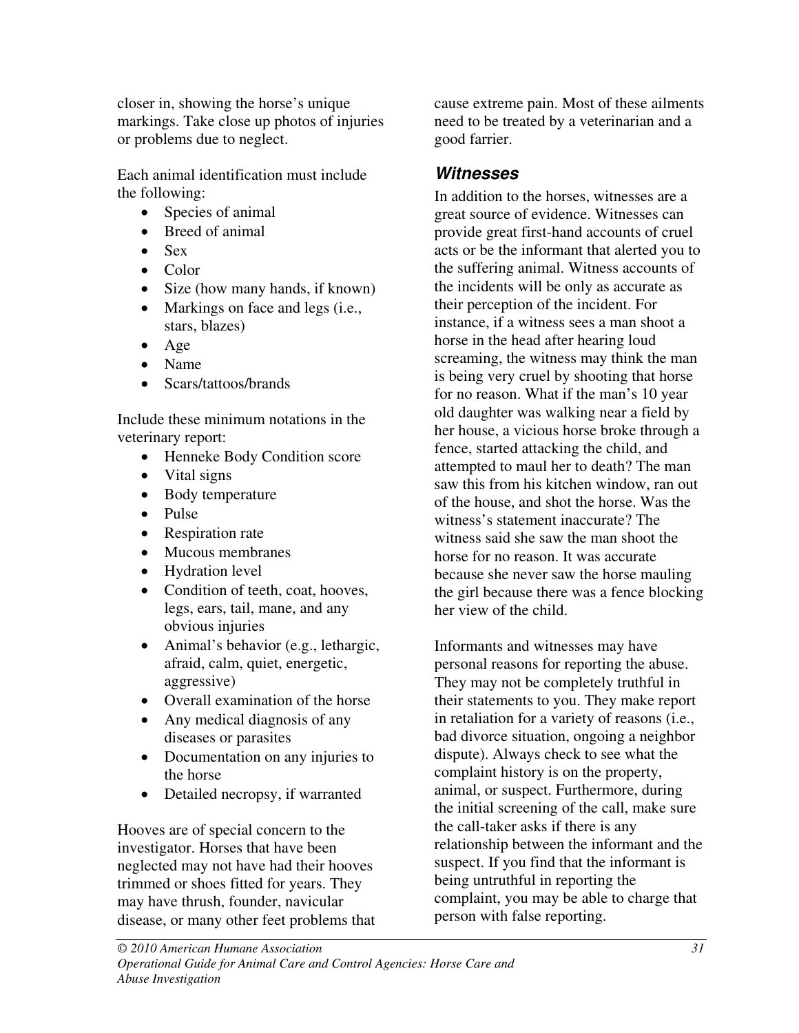closer in, showing the horse's unique markings. Take close up photos of injuries or problems due to neglect.

Each animal identification must include the following:

- Species of animal
- Breed of animal
- Sex
- Color
- Size (how many hands, if known)
- Markings on face and legs (i.e., stars, blazes)
- Age
- Name
- Scars/tattoos/brands

Include these minimum notations in the veterinary report:

- Henneke Body Condition score
- Vital signs
- Body temperature
- Pulse
- Respiration rate
- Mucous membranes
- Hydration level
- Condition of teeth, coat, hooves, legs, ears, tail, mane, and any obvious injuries
- Animal's behavior (e.g., lethargic, afraid, calm, quiet, energetic, aggressive)
- Overall examination of the horse
- Any medical diagnosis of any diseases or parasites
- Documentation on any injuries to the horse
- Detailed necropsy, if warranted

Hooves are of special concern to the investigator. Horses that have been neglected may not have had their hooves trimmed or shoes fitted for years. They may have thrush, founder, navicular disease, or many other feet problems that cause extreme pain. Most of these ailments need to be treated by a veterinarian and a good farrier.

## *Witnesses*

In addition to the horses, witnesses are a great source of evidence. Witnesses can provide great first-hand accounts of cruel acts or be the informant that alerted you to the suffering animal. Witness accounts of the incidents will be only as accurate as their perception of the incident. For instance, if a witness sees a man shoot a horse in the head after hearing loud screaming, the witness may think the man is being very cruel by shooting that horse for no reason. What if the man's 10 year old daughter was walking near a field by her house, a vicious horse broke through a fence, started attacking the child, and attempted to maul her to death? The man saw this from his kitchen window, ran out of the house, and shot the horse. Was the witness's statement inaccurate? The witness said she saw the man shoot the horse for no reason. It was accurate because she never saw the horse mauling the girl because there was a fence blocking her view of the child.

Informants and witnesses may have personal reasons for reporting the abuse. They may not be completely truthful in their statements to you. They make report in retaliation for a variety of reasons (i.e., bad divorce situation, ongoing a neighbor dispute). Always check to see what the complaint history is on the property, animal, or suspect. Furthermore, during the initial screening of the call, make sure the call-taker asks if there is any relationship between the informant and the suspect. If you find that the informant is being untruthful in reporting the complaint, you may be able to charge that person with false reporting.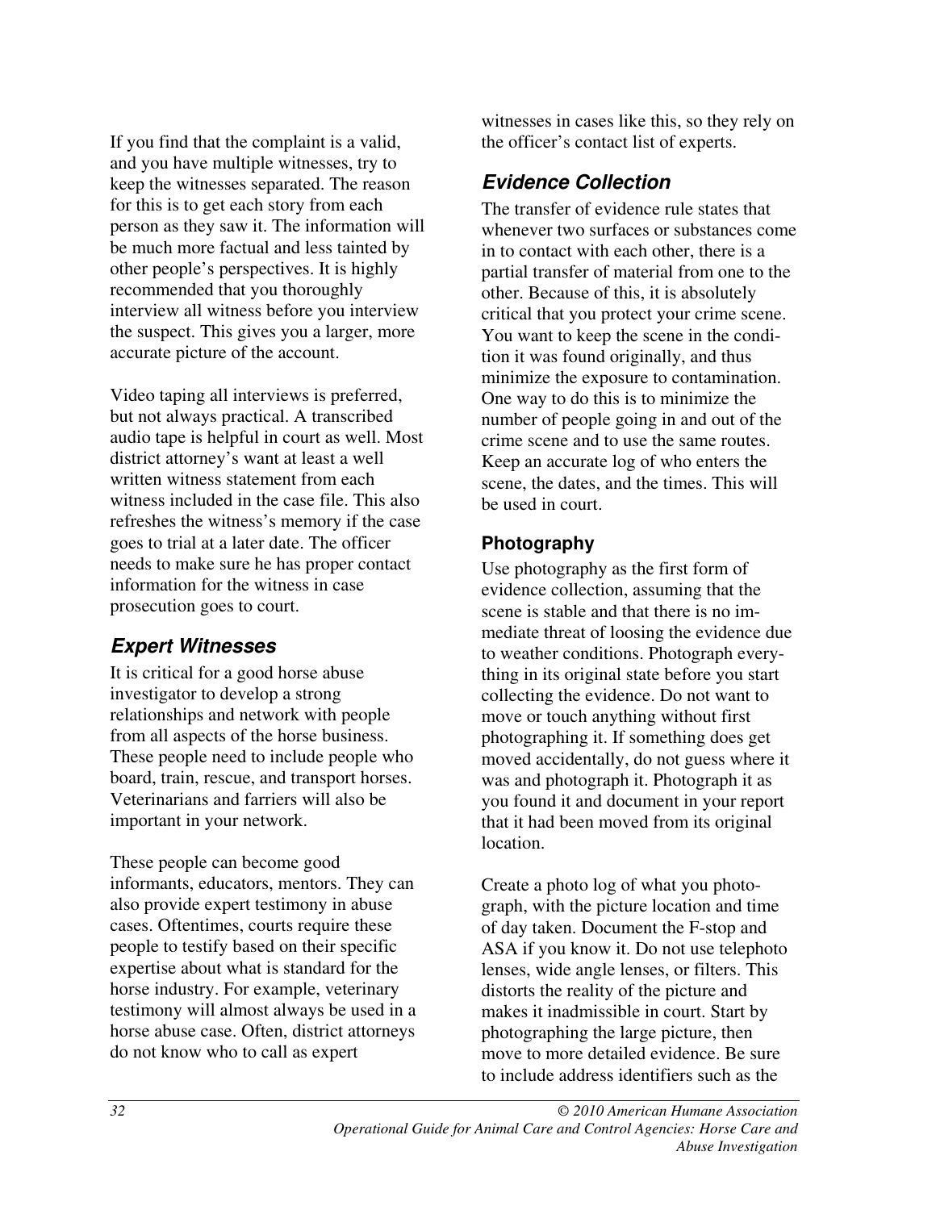If you find that the complaint is a valid, and you have multiple witnesses, try to keep the witnesses separated. The reason for this is to get each story from each person as they saw it. The information will be much more factual and less tainted by other people's perspectives. It is highly recommended that you thoroughly interview all witness before you interview the suspect. This gives you a larger, more accurate picture of the account.

Video taping all interviews is preferred, but not always practical. A transcribed audio tape is helpful in court as well. Most district attorney's want at least a well written witness statement from each witness included in the case file. This also refreshes the witness's memory if the case goes to trial at a later date. The officer needs to make sure he has proper contact information for the witness in case prosecution goes to court.

## *Expert Witnesses*

It is critical for a good horse abuse investigator to develop a strong relationships and network with people from all aspects of the horse business. These people need to include people who board, train, rescue, and transport horses. Veterinarians and farriers will also be important in your network.

These people can become good informants, educators, mentors. They can also provide expert testimony in abuse cases. Oftentimes, courts require these people to testify based on their specific expertise about what is standard for the horse industry. For example, veterinary testimony will almost always be used in a horse abuse case. Often, district attorneys do not know who to call as expert witnesses in cases like this, so they rely on the officer's contact list of experts.

## *Evidence Collection*

The transfer of evidence rule states that whenever two surfaces or substances come in to contact with each other, there is a partial transfer of material from one to the other. Because of this, it is absolutely critical that you protect your crime scene. You want to keep the scene in the condition it was found originally, and thus minimize the exposure to contamination. One way to do this is to minimize the number of people going in and out of the crime scene and to use the same routes. Keep an accurate log of who enters the scene, the dates, and the times. This will be used in court.

### Photography

Use photography as the first form of evidence collection, assuming that the scene is stable and that there is no immediate threat of loosing the evidence due to weather conditions. Photograph everything in its original state before you start collecting the evidence. Do not want to move or touch anything without first photographing it. If something does get moved accidentally, do not guess where it was and photograph it. Photograph it as you found it and document in your report that it had been moved from its original location.

Create a photo log of what you photograph, with the picture location and time of day taken. Document the F-stop and ASA if you know it. Do not use telephoto lenses, wide angle lenses, or filters. This distorts the reality of the picture and makes it inadmissible in court. Start by photographing the large picture, then move to more detailed evidence. Be sure to include address identifiers such as the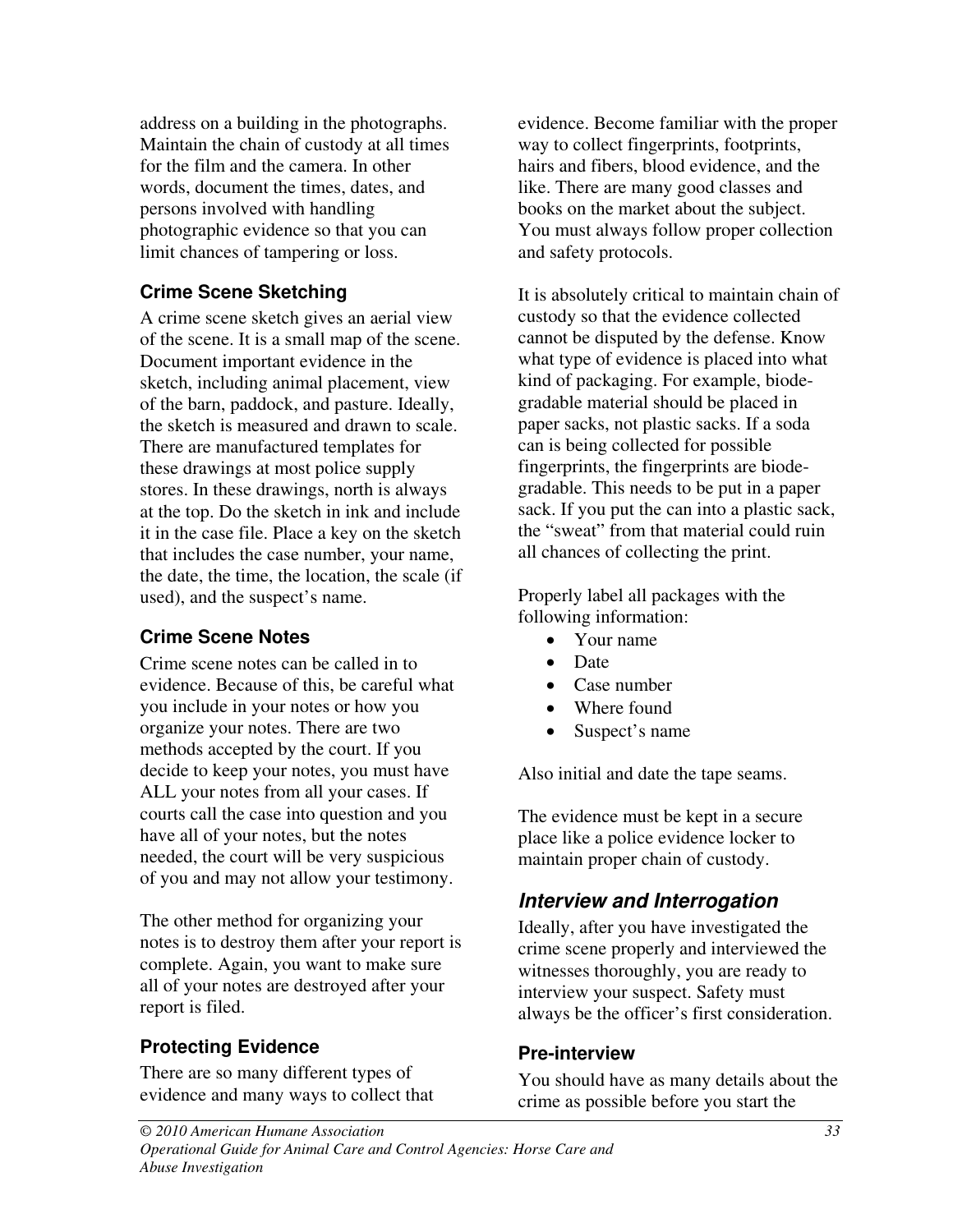address on a building in the photographs. Maintain the chain of custody at all times for the film and the camera. In other words, document the times, dates, and persons involved with handling photographic evidence so that you can limit chances of tampering or loss.

### Crime Scene Sketching

A crime scene sketch gives an aerial view of the scene. It is a small map of the scene. Document important evidence in the sketch, including animal placement, view of the barn, paddock, and pasture. Ideally, the sketch is measured and drawn to scale. There are manufactured templates for these drawings at most police supply stores. In these drawings, north is always at the top. Do the sketch in ink and include it in the case file. Place a key on the sketch that includes the case number, your name, the date, the time, the location, the scale (if used), and the suspect's name.

### Crime Scene Notes

Crime scene notes can be called in to evidence. Because of this, be careful what you include in your notes or how you organize your notes. There are two methods accepted by the court. If you decide to keep your notes, you must have ALL your notes from all your cases. If courts call the case into question and you have all of your notes, but the notes needed, the court will be very suspicious of you and may not allow your testimony.

The other method for organizing your notes is to destroy them after your report is complete. Again, you want to make sure all of your notes are destroyed after your report is filed.

### Protecting Evidence

There are so many different types of evidence and many ways to collect that evidence. Become familiar with the proper way to collect fingerprints, footprints, hairs and fibers, blood evidence, and the like. There are many good classes and books on the market about the subject. You must always follow proper collection and safety protocols.

It is absolutely critical to maintain chain of custody so that the evidence collected cannot be disputed by the defense. Know what type of evidence is placed into what kind of packaging. For example, biodegradable material should be placed in paper sacks, not plastic sacks. If a soda can is being collected for possible fingerprints, the fingerprints are biodegradable. This needs to be put in a paper sack. If you put the can into a plastic sack, the "sweat" from that material could ruin all chances of collecting the print.

Properly label all packages with the following information:

- Your name
- Date
- Case number
- Where found
- Suspect's name

Also initial and date the tape seams.

The evidence must be kept in a secure place like a police evidence locker to maintain proper chain of custody.

## *Interview and Interrogation*

Ideally, after you have investigated the crime scene properly and interviewed the witnesses thoroughly, you are ready to interview your suspect. Safety must always be the officer's first consideration.

### Pre-interview

You should have as many details about the crime as possible before you start the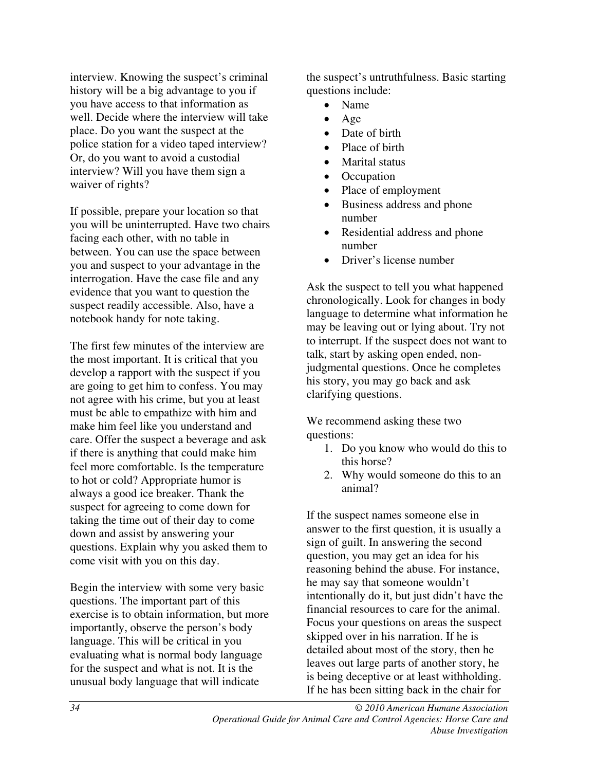interview. Knowing the suspect's criminal history will be a big advantage to you if you have access to that information as well. Decide where the interview will take place. Do you want the suspect at the police station for a video taped interview? Or, do you want to avoid a custodial interview? Will you have them sign a waiver of rights?

If possible, prepare your location so that you will be uninterrupted. Have two chairs facing each other, with no table in between. You can use the space between you and suspect to your advantage in the interrogation. Have the case file and any evidence that you want to question the suspect readily accessible. Also, have a notebook handy for note taking.

The first few minutes of the interview are the most important. It is critical that you develop a rapport with the suspect if you are going to get him to confess. You may not agree with his crime, but you at least must be able to empathize with him and make him feel like you understand and care. Offer the suspect a beverage and ask if there is anything that could make him feel more comfortable. Is the temperature to hot or cold? Appropriate humor is always a good ice breaker. Thank the suspect for agreeing to come down for taking the time out of their day to come down and assist by answering your questions. Explain why you asked them to come visit with you on this day.

Begin the interview with some very basic questions. The important part of this exercise is to obtain information, but more importantly, observe the person's body language. This will be critical in you evaluating what is normal body language for the suspect and what is not. It is the unusual body language that will indicate the suspect's untruthfulness. Basic starting questions include:

- Name
- Age
- Date of birth
- Place of birth
- Marital status
- Occupation
- Place of employment
- Business address and phone number
- Residential address and phone number
- Driver's license number

Ask the suspect to tell you what happened chronologically. Look for changes in body language to determine what information he may be leaving out or lying about. Try not to interrupt. If the suspect does not want to talk, start by asking open ended, non-judgmental questions. Once he completes his story, you may go back and ask clarifying questions.

We recommend asking these two questions:

1. Do you know who would do this to this horse?
2. Why would someone do this to an animal?

If the suspect names someone else in answer to the first question, it is usually a sign of guilt. In answering the second question, you may get an idea for his reasoning behind the abuse. For instance, he may say that someone wouldn't intentionally do it, but just didn't have the financial resources to care for the animal. Focus your questions on areas the suspect skipped over in his narration. If he is detailed about most of the story, then he leaves out large parts of another story, he is being deceptive or at least withholding. If he has been sitting back in the chair for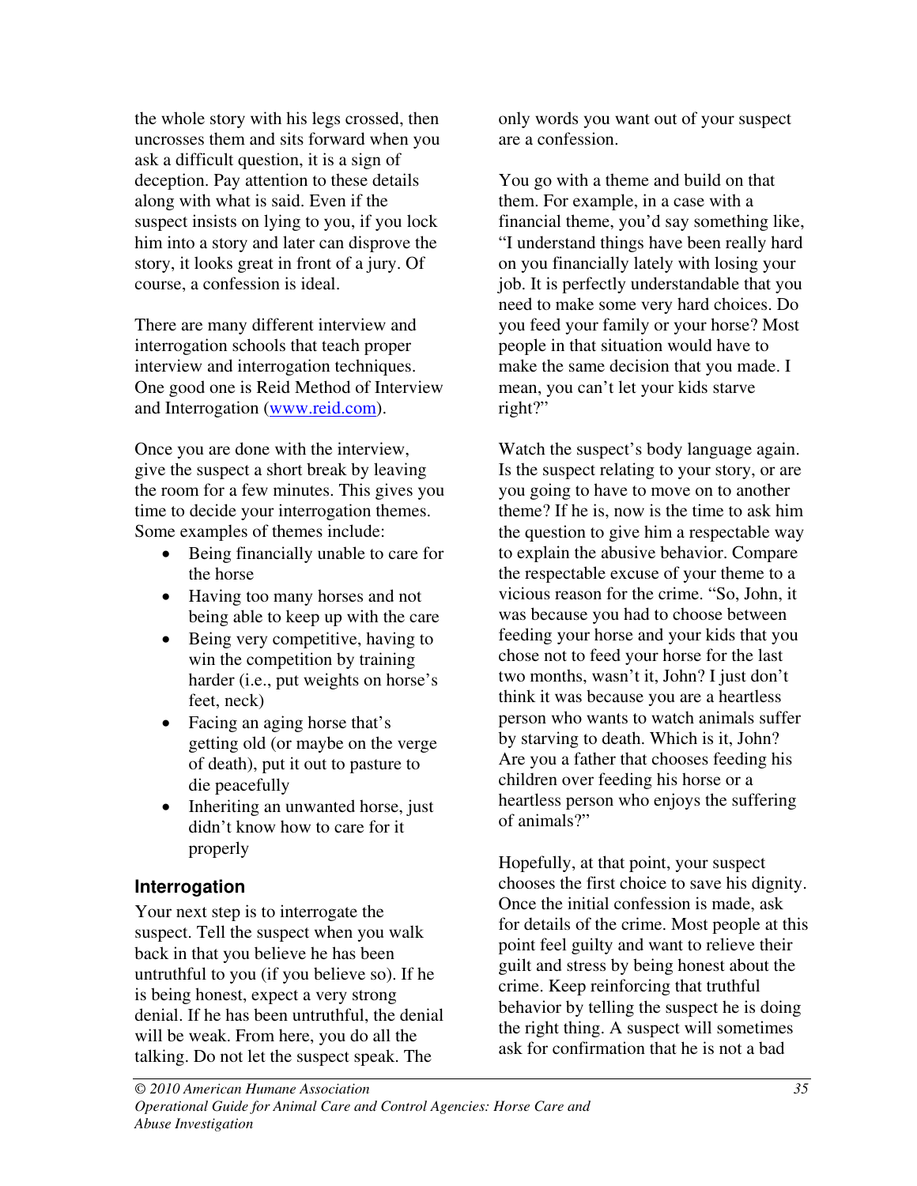the whole story with his legs crossed, then uncrosses them and sits forward when you ask a difficult question, it is a sign of deception. Pay attention to these details along with what is said. Even if the suspect insists on lying to you, if you lock him into a story and later can disprove the story, it looks great in front of a jury. Of course, a confession is ideal.

There are many different interview and interrogation schools that teach proper interview and interrogation techniques. One good one is Reid Method of Interview and Interrogation ([www.reid.com](www.reid.com)).

Once you are done with the interview, give the suspect a short break by leaving the room for a few minutes. This gives you time to decide your interrogation themes. Some examples of themes include:

- Being financially unable to care for the horse
- Having too many horses and not being able to keep up with the care
- Being very competitive, having to win the competition by training harder (i.e., put weights on horse's feet, neck)
- Facing an aging horse that's getting old (or maybe on the verge of death), put it out to pasture to die peacefully
- Inheriting an unwanted horse, just didn't know how to care for it properly

### Interrogation

Your next step is to interrogate the suspect. Tell the suspect when you walk back in that you believe he has been untruthful to you (if you believe so). If he is being honest, expect a very strong denial. If he has been untruthful, the denial will be weak. From here, you do all the talking. Do not let the suspect speak. The only words you want out of your suspect are a confession.

You go with a theme and build on that them. For example, in a case with a financial theme, you'd say something like, "I understand things have been really hard on you financially lately with losing your job. It is perfectly understandable that you need to make some very hard choices. Do you feed your family or your horse? Most people in that situation would have to make the same decision that you made. I mean, you can't let your kids starve right?"

Watch the suspect's body language again. Is the suspect relating to your story, or are you going to have to move on to another theme? If he is, now is the time to ask him the question to give him a respectable way to explain the abusive behavior. Compare the respectable excuse of your theme to a vicious reason for the crime. "So, John, it was because you had to choose between feeding your horse and your kids that you chose not to feed your horse for the last two months, wasn't it, John? I just don't think it was because you are a heartless person who wants to watch animals suffer by starving to death. Which is it, John? Are you a father that chooses feeding his children over feeding his horse or a heartless person who enjoys the suffering of animals?"

Hopefully, at that point, your suspect chooses the first choice to save his dignity. Once the initial confession is made, ask for details of the crime. Most people at this point feel guilty and want to relieve their guilt and stress by being honest about the crime. Keep reinforcing that truthful behavior by telling the suspect he is doing the right thing. A suspect will sometimes ask for confirmation that he is not a bad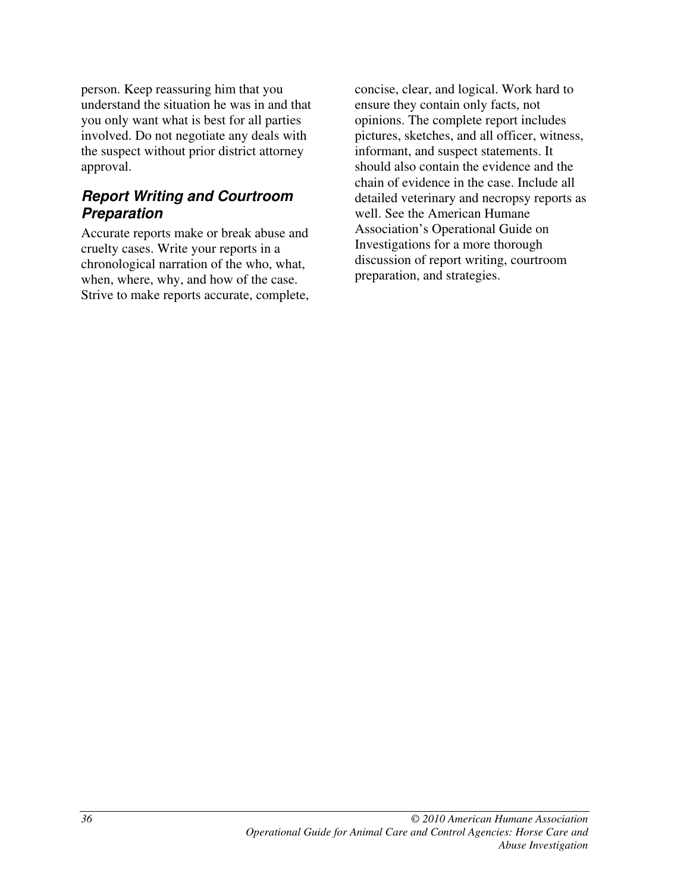person. Keep reassuring him that you understand the situation he was in and that you only want what is best for all parties involved. Do not negotiate any deals with the suspect without prior district attorney approval.

### *Report Writing and Courtroom Preparation*

Accurate reports make or break abuse and cruelty cases. Write your reports in a chronological narration of the who, what, when, where, why, and how of the case. Strive to make reports accurate, complete, concise, clear, and logical. Work hard to ensure they contain only facts, not opinions. The complete report includes pictures, sketches, and all officer, witness, informant, and suspect statements. It should also contain the evidence and the chain of evidence in the case. Include all detailed veterinary and necropsy reports as well. See the American Humane Association's Operational Guide on Investigations for a more thorough discussion of report writing, courtroom preparation, and strategies.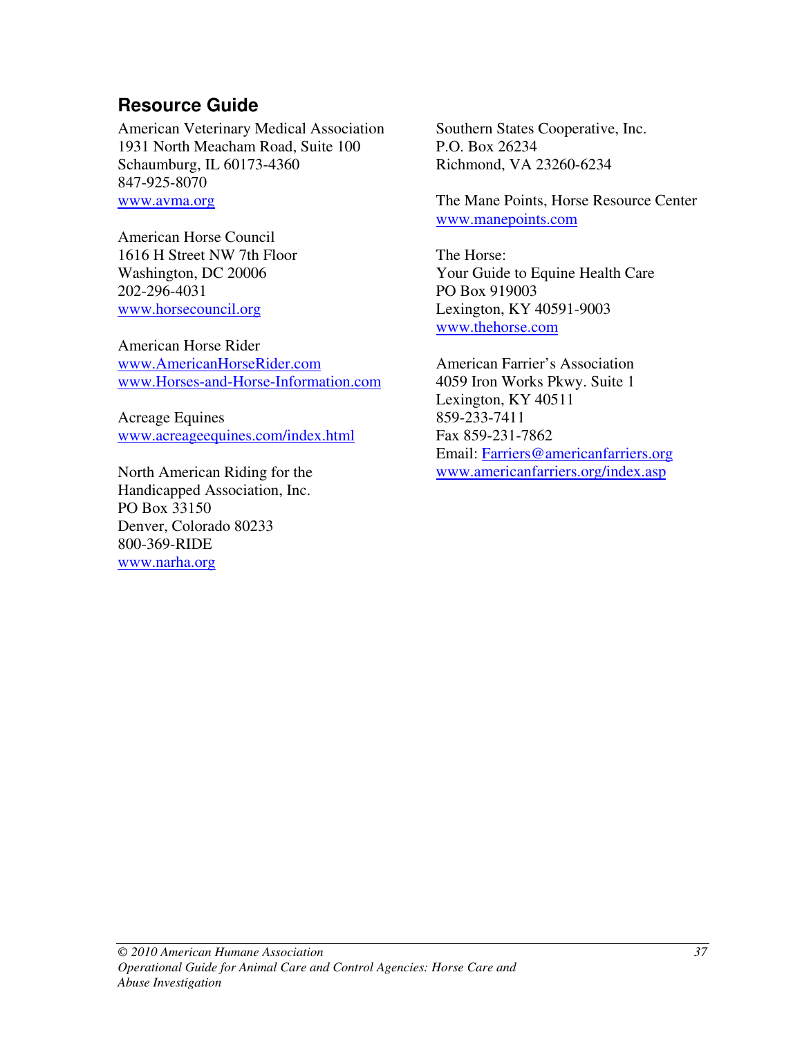## Resource Guide

American Veterinary Medical Association
1931 North Meacham Road, Suite 100
Schaumburg, IL 60173-4360
847-925-8070
www.avma.org

American Horse Council
1616 H Street NW 7th Floor
Washington, DC 20006
202-296-4031
www.horsecouncil.org

American Horse Rider
www.AmericanHorseRider.com
www.Horses-and-Horse-Information.com

Acreage Equines
www.acreageequines.com/index.html

North American Riding for the Handicapped Association, Inc.
PO Box 33150
Denver, Colorado 80233
800-369-RIDE
www.narha.org

Southern States Cooperative, Inc.
P.O. Box 26234
Richmond, VA 23260-6234

The Mane Points, Horse Resource Center
www.manepoints.com

The Horse:
Your Guide to Equine Health Care
PO Box 919003
Lexington, KY 40591-9003
www.thehorse.com

American Farrier's Association
4059 Iron Works Pkwy. Suite 1
Lexington, KY 40511
859-233-7411
Fax 859-231-7862
Email: Farriers@americanfarriers.org
www.americanfarriers.org/index.asp